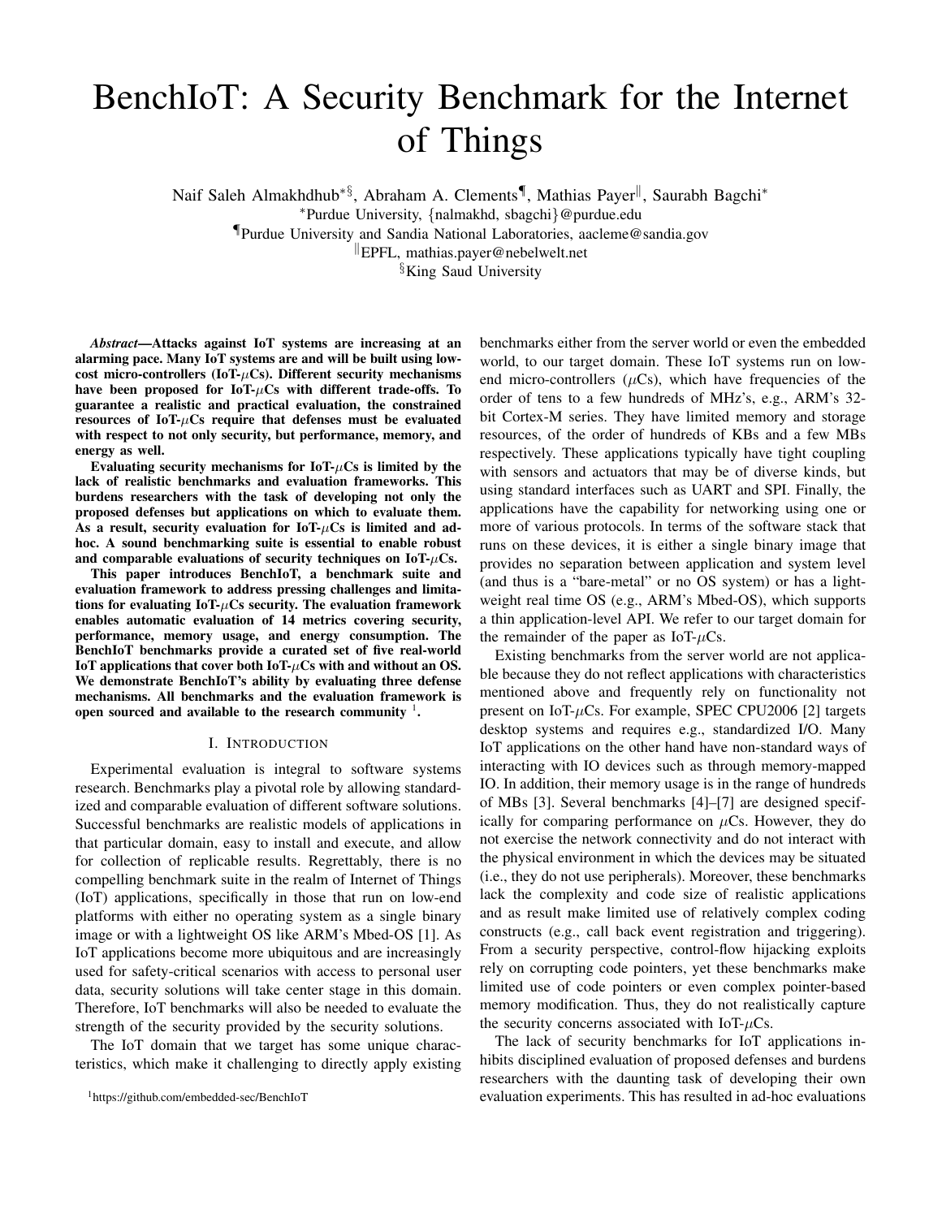# BenchIoT: A Security Benchmark for the Internet of Things

Naif Saleh Almakhdhub[*§], Abraham A. Clements[¶], Mathias Payer[‖], Saurabh Bagchi[*]

[*]Purdue University, {nalmakhd, sbagchi}@purdue.edu

[¶]Purdue University and Sandia National Laboratories, aacleme@sandia.gov

[‖]EPFL, mathias.payer@nebelwelt.net

[§]King Saud University

***Abstract*—Attacks against IoT systems are increasing at an alarming pace. Many IoT systems are and will be built using low-cost micro-controllers (IoT-$\mu$Cs). Different security mechanisms have been proposed for IoT-$\mu$Cs with different trade-offs. To guarantee a realistic and practical evaluation, the constrained resources of IoT-$\mu$Cs require that defenses must be evaluated with respect to not only security, but performance, memory, and energy as well.**

**Evaluating security mechanisms for IoT-$\mu$Cs is limited by the lack of realistic benchmarks and evaluation frameworks. This burdens researchers with the task of developing not only the proposed defenses but applications on which to evaluate them. As a result, security evaluation for IoT-$\mu$Cs is limited and ad-hoc. A sound benchmarking suite is essential to enable robust and comparable evaluations of security techniques on IoT-$\mu$Cs.**

**This paper introduces BenchIoT, a benchmark suite and evaluation framework to address pressing challenges and limitations for evaluating IoT-$\mu$Cs security. The evaluation framework enables automatic evaluation of 14 metrics covering security, performance, memory usage, and energy consumption. The BenchIoT benchmarks provide a curated set of five real-world IoT applications that cover both IoT-$\mu$Cs with and without an OS. We demonstrate BenchIoT's ability by evaluating three defense mechanisms. All benchmarks and the evaluation framework is open sourced and available to the research community [1].**

## I. Introduction

Experimental evaluation is integral to software systems research. Benchmarks play a pivotal role by allowing standardized and comparable evaluation of different software solutions. Successful benchmarks are realistic models of applications in that particular domain, easy to install and execute, and allow for collection of replicable results. Regrettably, there is no compelling benchmark suite in the realm of Internet of Things (IoT) applications, specifically in those that run on low-end platforms with either no operating system as a single binary image or with a lightweight OS like ARM's Mbed-OS [1]. As IoT applications become more ubiquitous and are increasingly used for safety-critical scenarios with access to personal user data, security solutions will take center stage in this domain. Therefore, IoT benchmarks will also be needed to evaluate the strength of the security provided by the security solutions.

The IoT domain that we target has some unique characteristics, which make it challenging to directly apply existing benchmarks either from the server world or even the embedded world, to our target domain. These IoT systems run on low-end micro-controllers ($\mu$Cs), which have frequencies of the order of tens to a few hundreds of MHz's, e.g., ARM's 32-bit Cortex-M series. They have limited memory and storage resources, of the order of hundreds of KBs and a few MBs respectively. These applications typically have tight coupling with sensors and actuators that may be of diverse kinds, but using standard interfaces such as UART and SPI. Finally, the applications have the capability for networking using one or more of various protocols. In terms of the software stack that runs on these devices, it is either a single binary image that provides no separation between application and system level (and thus is a "bare-metal" or no OS system) or has a light-weight real time OS (e.g., ARM's Mbed-OS), which supports a thin application-level API. We refer to our target domain for the remainder of the paper as IoT-$\mu$Cs.

Existing benchmarks from the server world are not applicable because they do not reflect applications with characteristics mentioned above and frequently rely on functionality not present on IoT-$\mu$Cs. For example, SPEC CPU2006 [2] targets desktop systems and requires e.g., standardized I/O. Many IoT applications on the other hand have non-standard ways of interacting with IO devices such as through memory-mapped IO. In addition, their memory usage is in the range of hundreds of MBs [3]. Several benchmarks [4]–[7] are designed specifically for comparing performance on $\mu$Cs. However, they do not exercise the network connectivity and do not interact with the physical environment in which the devices may be situated (i.e., they do not use peripherals). Moreover, these benchmarks lack the complexity and code size of realistic applications and as result make limited use of relatively complex coding constructs (e.g., call back event registration and triggering). From a security perspective, control-flow hijacking exploits rely on corrupting code pointers, yet these benchmarks make limited use of code pointers or even complex pointer-based memory modification. Thus, they do not realistically capture the security concerns associated with IoT-$\mu$Cs.

The lack of security benchmarks for IoT applications inhibits disciplined evaluation of proposed defenses and burdens researchers with the daunting task of developing their own evaluation experiments. This has resulted in ad-hoc evaluations

[1]https://github.com/embedded-sec/BenchIoT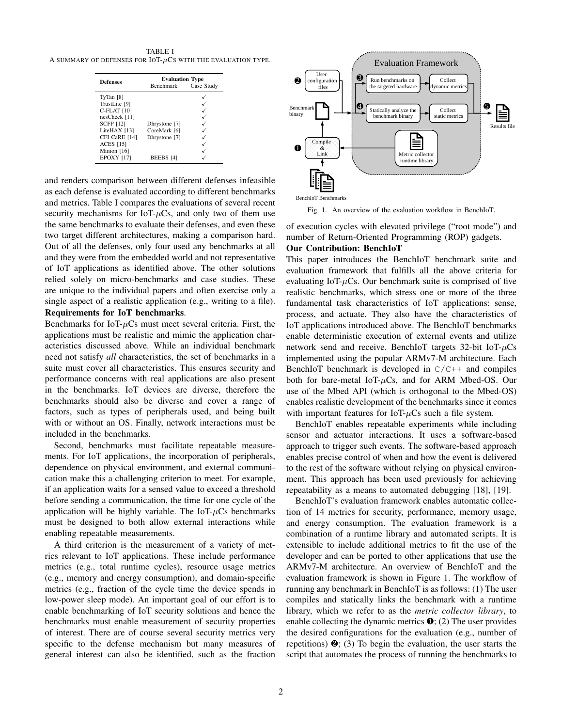TABLE I

A SUMMARY OF DEFENSES FOR IoT-$\mu$Cs WITH THE EVALUATION TYPE.

| Defenses | Evaluation Type | |
|---|---|---|
| | Benchmark | Case Study |
| TyTan [8] | | ✓ |
| TrustLite [9] | | ✓ |
| C-FLAT [10] | | ✓ |
| nesCheck [11] | | ✓ |
| SCFP [12] | Dhrystone [7] | ✓ |
| LiteHAX [13] | CoreMark [6] | ✓ |
| CFI CaRE [14] | Dhrystone [7] | ✓ |
| ACES [15] | | ✓ |
| Minion [16] | | ✓ |
| EPOXY [17] | BEEBS [4] | ✓ |

and renders comparison between different defenses infeasible as each defense is evaluated according to different benchmarks and metrics. Table I compares the evaluations of several recent security mechanisms for IoT-$\mu$Cs, and only two of them use the same benchmarks to evaluate their defenses, and even these two target different architectures, making a comparison hard. Out of all the defenses, only four used any benchmarks at all and they were from the embedded world and not representative of IoT applications as identified above. The other solutions relied solely on micro-benchmarks and case studies. These are unique to the individual papers and often exercise only a single aspect of a realistic application (e.g., writing to a file).

**Requirements for IoT benchmarks**.

Benchmarks for IoT-$\mu$Cs must meet several criteria. First, the applications must be realistic and mimic the application characteristics discussed above. While an individual benchmark need not satisfy *all* characteristics, the set of benchmarks in a suite must cover all characteristics. This ensures security and performance concerns with real applications are also present in the benchmarks. IoT devices are diverse, therefore the benchmarks should also be diverse and cover a range of factors, such as types of peripherals used, and being built with or without an OS. Finally, network interactions must be included in the benchmarks.

Second, benchmarks must facilitate repeatable measurements. For IoT applications, the incorporation of peripherals, dependence on physical environment, and external communication make this a challenging criterion to meet. For example, if an application waits for a sensed value to exceed a threshold before sending a communication, the time for one cycle of the application will be highly variable. The IoT-$\mu$Cs benchmarks must be designed to both allow external interactions while enabling repeatable measurements.

A third criterion is the measurement of a variety of metrics relevant to IoT applications. These include performance metrics (e.g., total runtime cycles), resource usage metrics (e.g., memory and energy consumption), and domain-specific metrics (e.g., fraction of the cycle time the device spends in low-power sleep mode). An important goal of our effort is to enable benchmarking of IoT security solutions and hence the benchmarks must enable measurement of security properties of interest. There are of course several security metrics very specific to the defense mechanism but many measures of general interest can also be identified, such as the fraction of execution cycles with elevated privilege ("root mode") and number of Return-Oriented Programming (ROP) gadgets.

Fig. 1. An overview of the evaluation workflow in BenchIoT.

**Our Contribution: BenchIoT**

This paper introduces the BenchIoT benchmark suite and evaluation framework that fulfills all the above criteria for evaluating IoT-$\mu$Cs. Our benchmark suite is comprised of five realistic benchmarks, which stress one or more of the three fundamental task characteristics of IoT applications: sense, process, and actuate. They also have the characteristics of IoT applications introduced above. The BenchIoT benchmarks enable deterministic execution of external events and utilize network send and receive. BenchIoT targets 32-bit IoT-$\mu$Cs implemented using the popular ARMv7-M architecture. Each BenchIoT benchmark is developed in `C/C++` and compiles both for bare-metal IoT-$\mu$Cs, and for ARM Mbed-OS. Our use of the Mbed API (which is orthogonal to the Mbed-OS) enables realistic development of the benchmarks since it comes with important features for IoT-$\mu$Cs such a file system.

BenchIoT enables repeatable experiments while including sensor and actuator interactions. It uses a software-based approach to trigger such events. The software-based approach enables precise control of when and how the event is delivered to the rest of the software without relying on physical environment. This approach has been used previously for achieving repeatability as a means to automated debugging [18], [19].

BenchIoT's evaluation framework enables automatic collection of 14 metrics for security, performance, memory usage, and energy consumption. The evaluation framework is a combination of a runtime library and automated scripts. It is extensible to include additional metrics to fit the use of the developer and can be ported to other applications that use the ARMv7-M architecture. An overview of BenchIoT and the evaluation framework is shown in Figure 1. The workflow of running any benchmark in BenchIoT is as follows: (1) The user compiles and statically links the benchmark with a runtime library, which we refer to as the *metric collector library*, to enable collecting the dynamic metrics ❶; (2) The user provides the desired configurations for the evaluation (e.g., number of repetitions) ❷; (3) To begin the evaluation, the user starts the script that automates the process of running the benchmarks to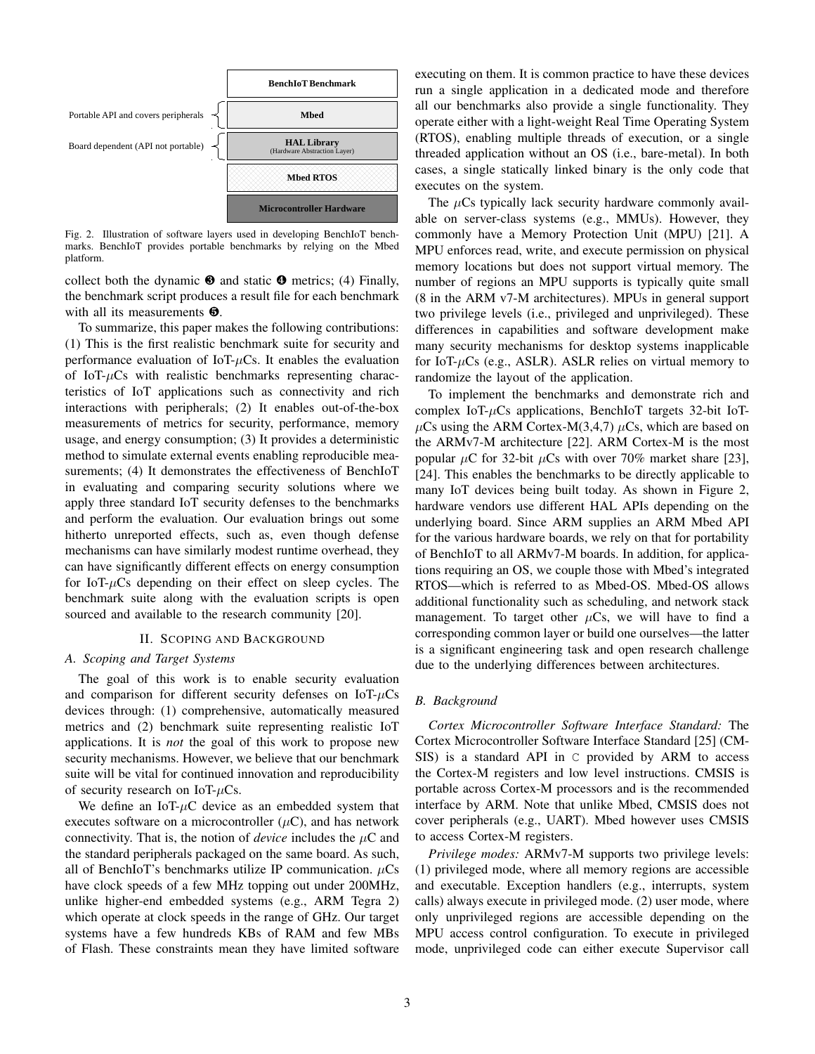| | |
|---|---|
| | BenchIoT Benchmark |
| Portable API and covers peripherals | Mbed |
| Board dependent (API not portable) | HAL Library (Hardware Abstraction Layer) |
| | Mbed RTOS |
| | Microcontroller Hardware |

Fig. 2. Illustration of software layers used in developing BenchIoT benchmarks. BenchIoT provides portable benchmarks by relying on the Mbed platform.

collect both the dynamic ❸ and static ❹ metrics; (4) Finally, the benchmark script produces a result file for each benchmark with all its measurements ❺.

To summarize, this paper makes the following contributions: (1) This is the first realistic benchmark suite for security and performance evaluation of IoT-$\mu$Cs. It enables the evaluation of IoT-$\mu$Cs with realistic benchmarks representing characteristics of IoT applications such as connectivity and rich interactions with peripherals; (2) It enables out-of-the-box measurements of metrics for security, performance, memory usage, and energy consumption; (3) It provides a deterministic method to simulate external events enabling reproducible measurements; (4) It demonstrates the effectiveness of BenchIoT in evaluating and comparing security solutions where we apply three standard IoT security defenses to the benchmarks and perform the evaluation. Our evaluation brings out some hitherto unreported effects, such as, even though defense mechanisms can have similarly modest runtime overhead, they can have significantly different effects on energy consumption for IoT-$\mu$Cs depending on their effect on sleep cycles. The benchmark suite along with the evaluation scripts is open sourced and available to the research community [20].

## II. Scoping and Background

### A. Scoping and Target Systems

The goal of this work is to enable security evaluation and comparison for different security defenses on IoT-$\mu$Cs devices through: (1) comprehensive, automatically measured metrics and (2) benchmark suite representing realistic IoT applications. It is *not* the goal of this work to propose new security mechanisms. However, we believe that our benchmark suite will be vital for continued innovation and reproducibility of security research on IoT-$\mu$Cs.

We define an IoT-$\mu$C device as an embedded system that executes software on a microcontroller ($\mu$C), and has network connectivity. That is, the notion of *device* includes the $\mu$C and the standard peripherals packaged on the same board. As such, all of BenchIoT's benchmarks utilize IP communication. $\mu$Cs have clock speeds of a few MHz topping out under 200MHz, unlike higher-end embedded systems (e.g., ARM Tegra 2) which operate at clock speeds in the range of GHz. Our target systems have a few hundreds KBs of RAM and few MBs of Flash. These constraints mean they have limited software executing on them. It is common practice to have these devices run a single application in a dedicated mode and therefore all our benchmarks also provide a single functionality. They operate either with a light-weight Real Time Operating System (RTOS), enabling multiple threads of execution, or a single threaded application without an OS (i.e., bare-metal). In both cases, a single statically linked binary is the only code that executes on the system.

The $\mu$Cs typically lack security hardware commonly available on server-class systems (e.g., MMUs). However, they commonly have a Memory Protection Unit (MPU) [21]. A MPU enforces read, write, and execute permission on physical memory locations but does not support virtual memory. The number of regions an MPU supports is typically quite small (8 in the ARM v7-M architectures). MPUs in general support two privilege levels (i.e., privileged and unprivileged). These differences in capabilities and software development make many security mechanisms for desktop systems inapplicable for IoT-$\mu$Cs (e.g., ASLR). ASLR relies on virtual memory to randomize the layout of the application.

To implement the benchmarks and demonstrate rich and complex IoT-$\mu$Cs applications, BenchIoT targets 32-bit IoT-$\mu$Cs using the ARM Cortex-M(3,4,7) $\mu$Cs, which are based on the ARMv7-M architecture [22]. ARM Cortex-M is the most popular $\mu$C for 32-bit $\mu$Cs with over 70% market share [23], [24]. This enables the benchmarks to be directly applicable to many IoT devices being built today. As shown in Figure 2, hardware vendors use different HAL APIs depending on the underlying board. Since ARM supplies an ARM Mbed API for the various hardware boards, we rely on that for portability of BenchIoT to all ARMv7-M boards. In addition, for applications requiring an OS, we couple those with Mbed's integrated RTOS—which is referred to as Mbed-OS. Mbed-OS allows additional functionality such as scheduling, and network stack management. To target other $\mu$Cs, we will have to find a corresponding common layer or build one ourselves—the latter is a significant engineering task and open research challenge due to the underlying differences between architectures.

### B. Background

*Cortex Microcontroller Software Interface Standard:* The Cortex Microcontroller Software Interface Standard [25] (CMSIS) is a standard API in `C` provided by ARM to access the Cortex-M registers and low level instructions. CMSIS is portable across Cortex-M processors and is the recommended interface by ARM. Note that unlike Mbed, CMSIS does not cover peripherals (e.g., UART). Mbed however uses CMSIS to access Cortex-M registers.

*Privilege modes:* ARMv7-M supports two privilege levels: (1) privileged mode, where all memory regions are accessible and executable. Exception handlers (e.g., interrupts, system calls) always execute in privileged mode. (2) user mode, where only unprivileged regions are accessible depending on the MPU access control configuration. To execute in privileged mode, unprivileged code can either execute Supervisor call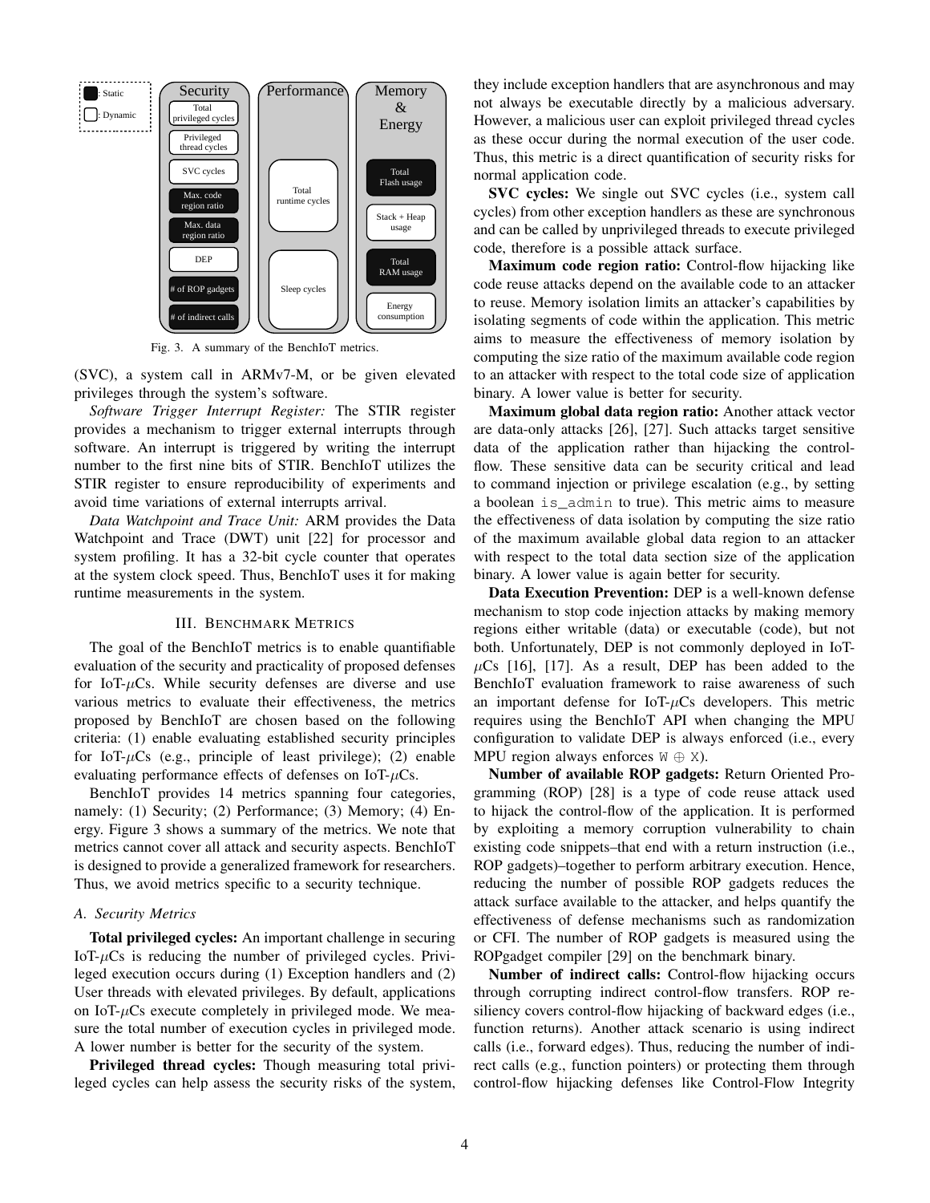Fig. 3. A summary of the BenchIoT metrics.

(SVC), a system call in ARMv7-M, or be given elevated privileges through the system's software.

*Software Trigger Interrupt Register:* The STIR register provides a mechanism to trigger external interrupts through software. An interrupt is triggered by writing the interrupt number to the first nine bits of STIR. BenchIoT utilizes the STIR register to ensure reproducibility of experiments and avoid time variations of external interrupts arrival.

*Data Watchpoint and Trace Unit:* ARM provides the Data Watchpoint and Trace (DWT) unit [22] for processor and system profiling. It has a 32-bit cycle counter that operates at the system clock speed. Thus, BenchIoT uses it for making runtime measurements in the system.

## III. Benchmark Metrics

The goal of the BenchIoT metrics is to enable quantifiable evaluation of the security and practicality of proposed defenses for IoT-$\mu$Cs. While security defenses are diverse and use various metrics to evaluate their effectiveness, the metrics proposed by BenchIoT are chosen based on the following criteria: (1) enable evaluating established security principles for IoT-$\mu$Cs (e.g., principle of least privilege); (2) enable evaluating performance effects of defenses on IoT-$\mu$Cs.

BenchIoT provides 14 metrics spanning four categories, namely: (1) Security; (2) Performance; (3) Memory; (4) Energy. Figure 3 shows a summary of the metrics. We note that metrics cannot cover all attack and security aspects. BenchIoT is designed to provide a generalized framework for researchers. Thus, we avoid metrics specific to a security technique.

### A. Security Metrics

**Total privileged cycles:** An important challenge in securing IoT-$\mu$Cs is reducing the number of privileged cycles. Privileged execution occurs during (1) Exception handlers and (2) User threads with elevated privileges. By default, applications on IoT-$\mu$Cs execute completely in privileged mode. We measure the total number of execution cycles in privileged mode. A lower number is better for the security of the system.

**Privileged thread cycles:** Though measuring total privileged cycles can help assess the security risks of the system, they include exception handlers that are asynchronous and may not always be executable directly by a malicious adversary. However, a malicious user can exploit privileged thread cycles as these occur during the normal execution of the user code. Thus, this metric is a direct quantification of security risks for normal application code.

**SVC cycles:** We single out SVC cycles (i.e., system call cycles) from other exception handlers as these are synchronous and can be called by unprivileged threads to execute privileged code, therefore is a possible attack surface.

**Maximum code region ratio:** Control-flow hijacking like code reuse attacks depend on the available code to an attacker to reuse. Memory isolation limits an attacker's capabilities by isolating segments of code within the application. This metric aims to measure the effectiveness of memory isolation by computing the size ratio of the maximum available code region to an attacker with respect to the total code size of application binary. A lower value is better for security.

**Maximum global data region ratio:** Another attack vector are data-only attacks [26], [27]. Such attacks target sensitive data of the application rather than hijacking the control-flow. These sensitive data can be security critical and lead to command injection or privilege escalation (e.g., by setting a boolean `is_admin` to true). This metric aims to measure the effectiveness of data isolation by computing the size ratio of the maximum available global data region to an attacker with respect to the total data section size of the application binary. A lower value is again better for security.

**Data Execution Prevention:** DEP is a well-known defense mechanism to stop code injection attacks by making memory regions either writable (data) or executable (code), but not both. Unfortunately, DEP is not commonly deployed in IoT-$\mu$Cs [16], [17]. As a result, DEP has been added to the BenchIoT evaluation framework to raise awareness of such an important defense for IoT-$\mu$Cs developers. This metric requires using the BenchIoT API when changing the MPU configuration to validate DEP is always enforced (i.e., every MPU region always enforces $W \oplus X$).

**Number of available ROP gadgets:** Return Oriented Programming (ROP) [28] is a type of code reuse attack used to hijack the control-flow of the application. It is performed by exploiting a memory corruption vulnerability to chain existing code snippets–that end with a return instruction (i.e., ROP gadgets)–together to perform arbitrary execution. Hence, reducing the number of possible ROP gadgets reduces the attack surface available to the attacker, and helps quantify the effectiveness of defense mechanisms such as randomization or CFI. The number of ROP gadgets is measured using the ROPgadget compiler [29] on the benchmark binary.

**Number of indirect calls:** Control-flow hijacking occurs through corrupting indirect control-flow transfers. ROP resiliency covers control-flow hijacking of backward edges (i.e., function returns). Another attack scenario is using indirect calls (i.e., forward edges). Thus, reducing the number of indirect calls (e.g., function pointers) or protecting them through control-flow hijacking defenses like Control-Flow Integrity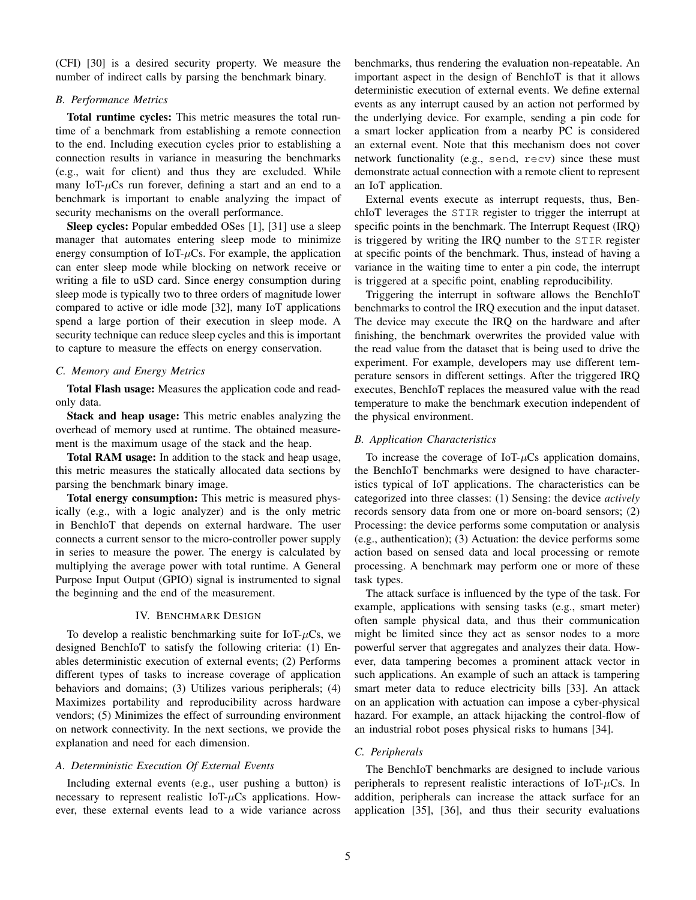(CFI) [30] is a desired security property. We measure the number of indirect calls by parsing the benchmark binary.

### B. Performance Metrics

**Total runtime cycles:** This metric measures the total runtime of a benchmark from establishing a remote connection to the end. Including execution cycles prior to establishing a connection results in variance in measuring the benchmarks (e.g., wait for client) and thus they are excluded. While many IoT-$\mu$Cs run forever, defining a start and an end to a benchmark is important to enable analyzing the impact of security mechanisms on the overall performance.

**Sleep cycles:** Popular embedded OSes [1], [31] use a sleep manager that automates entering sleep mode to minimize energy consumption of IoT-$\mu$Cs. For example, the application can enter sleep mode while blocking on network receive or writing a file to uSD card. Since energy consumption during sleep mode is typically two to three orders of magnitude lower compared to active or idle mode [32], many IoT applications spend a large portion of their execution in sleep mode. A security technique can reduce sleep cycles and this is important to capture to measure the effects on energy conservation.

### C. Memory and Energy Metrics

**Total Flash usage:** Measures the application code and read-only data.

**Stack and heap usage:** This metric enables analyzing the overhead of memory used at runtime. The obtained measurement is the maximum usage of the stack and the heap.

**Total RAM usage:** In addition to the stack and heap usage, this metric measures the statically allocated data sections by parsing the benchmark binary image.

**Total energy consumption:** This metric is measured physically (e.g., with a logic analyzer) and is the only metric in BenchIoT that depends on external hardware. The user connects a current sensor to the micro-controller power supply in series to measure the power. The energy is calculated by multiplying the average power with total runtime. A General Purpose Input Output (GPIO) signal is instrumented to signal the beginning and the end of the measurement.

## IV. Benchmark Design

To develop a realistic benchmarking suite for IoT-$\mu$Cs, we designed BenchIoT to satisfy the following criteria: (1) Enables deterministic execution of external events; (2) Performs different types of tasks to increase coverage of application behaviors and domains; (3) Utilizes various peripherals; (4) Maximizes portability and reproducibility across hardware vendors; (5) Minimizes the effect of surrounding environment on network connectivity. In the next sections, we provide the explanation and need for each dimension.

### A. Deterministic Execution Of External Events

Including external events (e.g., user pushing a button) is necessary to represent realistic IoT-$\mu$Cs applications. However, these external events lead to a wide variance across benchmarks, thus rendering the evaluation non-repeatable. An important aspect in the design of BenchIoT is that it allows deterministic execution of external events. We define external events as any interrupt caused by an action not performed by the underlying device. For example, sending a pin code for a smart locker application from a nearby PC is considered an external event. Note that this mechanism does not cover network functionality (e.g., `send`, `recv`) since these must demonstrate actual connection with a remote client to represent an IoT application.

External events execute as interrupt requests, thus, BenchIoT leverages the `STIR` register to trigger the interrupt at specific points in the benchmark. The Interrupt Request (IRQ) is triggered by writing the IRQ number to the `STIR` register at specific points of the benchmark. Thus, instead of having a variance in the waiting time to enter a pin code, the interrupt is triggered at a specific point, enabling reproducibility.

Triggering the interrupt in software allows the BenchIoT benchmarks to control the IRQ execution and the input dataset. The device may execute the IRQ on the hardware and after finishing, the benchmark overwrites the provided value with the read value from the dataset that is being used to drive the experiment. For example, developers may use different temperature sensors in different settings. After the triggered IRQ executes, BenchIoT replaces the measured value with the read temperature to make the benchmark execution independent of the physical environment.

### B. Application Characteristics

To increase the coverage of IoT-$\mu$Cs application domains, the BenchIoT benchmarks were designed to have characteristics typical of IoT applications. The characteristics can be categorized into three classes: (1) Sensing: the device *actively* records sensory data from one or more on-board sensors; (2) Processing: the device performs some computation or analysis (e.g., authentication); (3) Actuation: the device performs some action based on sensed data and local processing or remote processing. A benchmark may perform one or more of these task types.

The attack surface is influenced by the type of the task. For example, applications with sensing tasks (e.g., smart meter) often sample physical data, and thus their communication might be limited since they act as sensor nodes to a more powerful server that aggregates and analyzes their data. However, data tampering becomes a prominent attack vector in such applications. An example of such an attack is tampering smart meter data to reduce electricity bills [33]. An attack on an application with actuation can impose a cyber-physical hazard. For example, an attack hijacking the control-flow of an industrial robot poses physical risks to humans [34].

### C. Peripherals

The BenchIoT benchmarks are designed to include various peripherals to represent realistic interactions of IoT-$\mu$Cs. In addition, peripherals can increase the attack surface for an application [35], [36], and thus their security evaluations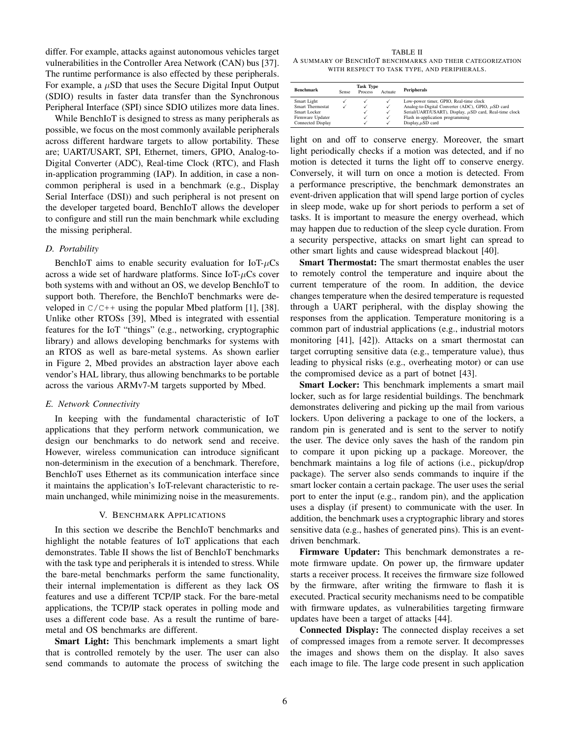differ. For example, attacks against autonomous vehicles target vulnerabilities in the Controller Area Network (CAN) bus [37]. The runtime performance is also effected by these peripherals. For example, a $\mu$SD that uses the Secure Digital Input Output (SDIO) results in faster data transfer than the Synchronous Peripheral Interface (SPI) since SDIO utilizes more data lines.

While BenchIoT is designed to stress as many peripherals as possible, we focus on the most commonly available peripherals across different hardware targets to allow portability. These are; UART/USART, SPI, Ethernet, timers, GPIO, Analog-to-Digital Converter (ADC), Real-time Clock (RTC), and Flash in-application programming (IAP). In addition, in case a non-common peripheral is used in a benchmark (e.g., Display Serial Interface (DSI)) and such peripheral is not present on the developer targeted board, BenchIoT allows the developer to configure and still run the main benchmark while excluding the missing peripheral.

### D. Portability

BenchIoT aims to enable security evaluation for IoT-$\mu$Cs across a wide set of hardware platforms. Since IoT-$\mu$Cs cover both systems with and without an OS, we develop BenchIoT to support both. Therefore, the BenchIoT benchmarks were developed in `C/C++` using the popular Mbed platform [1], [38]. Unlike other RTOSs [39], Mbed is integrated with essential features for the IoT "things" (e.g., networking, cryptographic library) and allows developing benchmarks for systems with an RTOS as well as bare-metal systems. As shown earlier in Figure 2, Mbed provides an abstraction layer above each vendor's HAL library, thus allowing benchmarks to be portable across the various ARMv7-M targets supported by Mbed.

### E. Network Connectivity

In keeping with the fundamental characteristic of IoT applications that they perform network communication, we design our benchmarks to do network send and receive. However, wireless communication can introduce significant non-determinism in the execution of a benchmark. Therefore, BenchIoT uses Ethernet as its communication interface since it maintains the application's IoT-relevant characteristic to remain unchanged, while minimizing noise in the measurements.

## V. Benchmark Applications

In this section we describe the BenchIoT benchmarks and highlight the notable features of IoT applications that each demonstrates. Table II shows the list of BenchIoT benchmarks with the task type and peripherals it is intended to stress. While the bare-metal benchmarks perform the same functionality, their internal implementation is different as they lack OS features and use a different TCP/IP stack. For the bare-metal applications, the TCP/IP stack operates in polling mode and uses a different code base. As a result the runtime of bare-metal and OS benchmarks are different.

TABLE II
A summary of BenchIoT benchmarks and their categorization with respect to task type, and peripherals.

| Benchmark | Task Type | | | Peripherals |
|---|---|---|---|---|
| | Sense | Process | Actuate | |
| Smart Light | ✓ | ✓ | ✓ | Low-power timer, GPIO, Real-time clock |
| Smart Thermostat | ✓ | ✓ | ✓ | Analog-to-Digital Converter (ADC), GPIO, $\mu$SD card |
| Smart Locker | | ✓ | ✓ | Serial(UART/USART), Display, $\mu$SD card, Real-time clock |
| Firmware Updater | | ✓ | ✓ | Flash in-application programming |
| Connected Display | | ✓ | ✓ | Display,$\mu$SD card |

**Smart Light:** This benchmark implements a smart light that is controlled remotely by the user. The user can also send commands to automate the process of switching the light on and off to conserve energy. Moreover, the smart light periodically checks if a motion was detected, and if no motion is detected it turns the light off to conserve energy. Conversely, it will turn on once a motion is detected. From a performance prescriptive, the benchmark demonstrates an event-driven application that will spend large portion of cycles in sleep mode, wake up for short periods to perform a set of tasks. It is important to measure the energy overhead, which may happen due to reduction of the sleep cycle duration. From a security perspective, attacks on smart light can spread to other smart lights and cause widespread blackout [40].

**Smart Thermostat:** The smart thermostat enables the user to remotely control the temperature and inquire about the current temperature of the room. In addition, the device changes temperature when the desired temperature is requested through a UART peripheral, with the display showing the responses from the application. Temperature monitoring is a common part of industrial applications (e.g., industrial motors monitoring [41], [42]). Attacks on a smart thermostat can target corrupting sensitive data (e.g., temperature value), thus leading to physical risks (e.g., overheating motor) or can use the compromised device as a part of botnet [43].

**Smart Locker:** This benchmark implements a smart mail locker, such as for large residential buildings. The benchmark demonstrates delivering and picking up the mail from various lockers. Upon delivering a package to one of the lockers, a random pin is generated and is sent to the server to notify the user. The device only saves the hash of the random pin to compare it upon picking up a package. Moreover, the benchmark maintains a log file of actions (i.e., pickup/drop package). The server also sends commands to inquire if the smart locker contain a certain package. The user uses the serial port to enter the input (e.g., random pin), and the application uses a display (if present) to communicate with the user. In addition, the benchmark uses a cryptographic library and stores sensitive data (e.g., hashes of generated pins). This is an event-driven benchmark.

**Firmware Updater:** This benchmark demonstrates a remote firmware update. On power up, the firmware updater starts a receiver process. It receives the firmware size followed by the firmware, after writing the firmware to flash it is executed. Practical security mechanisms need to be compatible with firmware updates, as vulnerabilities targeting firmware updates have been a target of attacks [44].

**Connected Display:** The connected display receives a set of compressed images from a remote server. It decompresses the images and shows them on the display. It also saves each image to file. The large code present in such application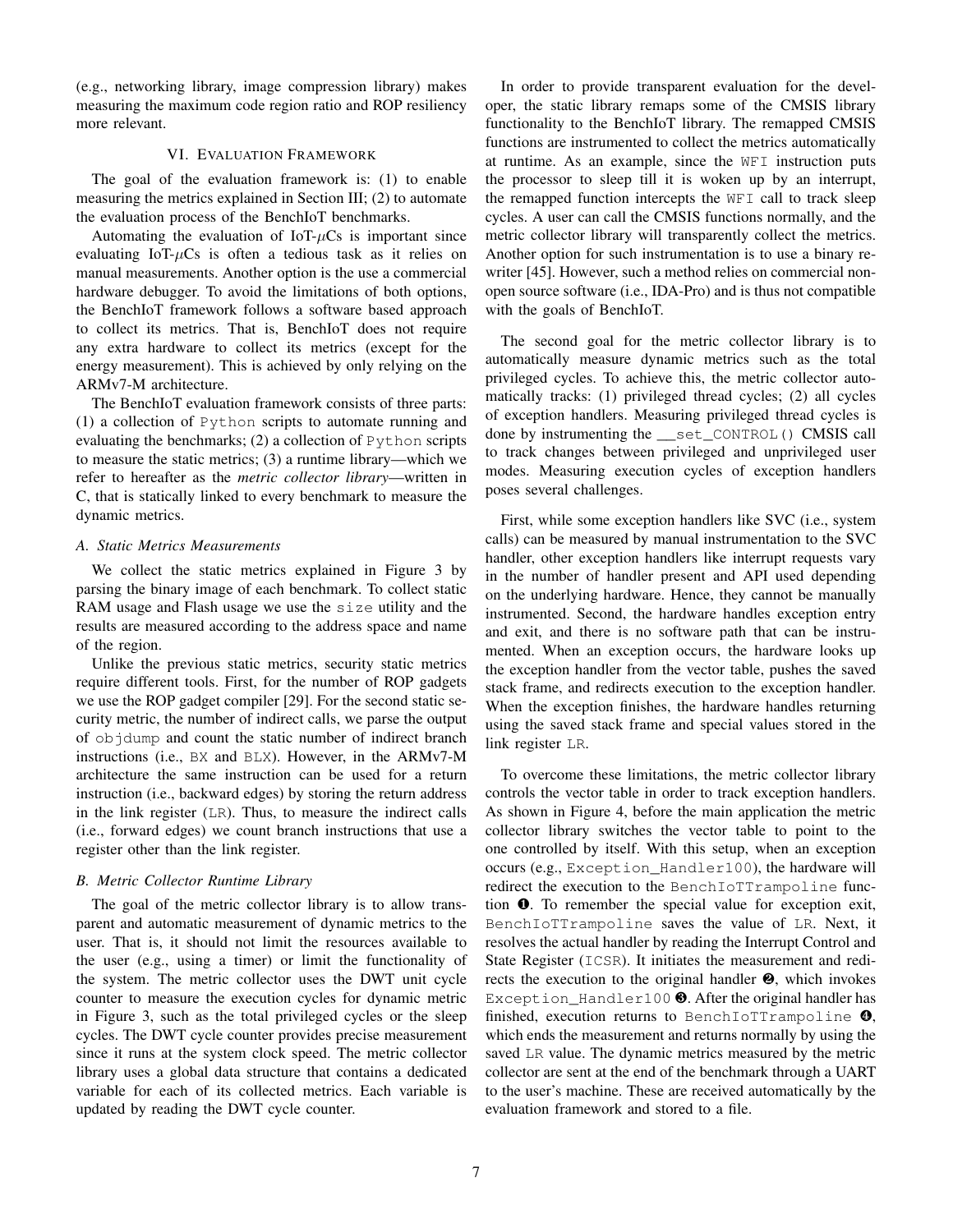(e.g., networking library, image compression library) makes measuring the maximum code region ratio and ROP resiliency more relevant.

## VI. Evaluation Framework

The goal of the evaluation framework is: (1) to enable measuring the metrics explained in Section III; (2) to automate the evaluation process of the BenchIoT benchmarks.

Automating the evaluation of IoT-$\mu$Cs is important since evaluating IoT-$\mu$Cs is often a tedious task as it relies on manual measurements. Another option is the use a commercial hardware debugger. To avoid the limitations of both options, the BenchIoT framework follows a software based approach to collect its metrics. That is, BenchIoT does not require any extra hardware to collect its metrics (except for the energy measurement). This is achieved by only relying on the ARMv7-M architecture.

The BenchIoT evaluation framework consists of three parts: (1) a collection of `Python` scripts to automate running and evaluating the benchmarks; (2) a collection of `Python` scripts to measure the static metrics; (3) a runtime library—which we refer to hereafter as the *metric collector library*—written in C, that is statically linked to every benchmark to measure the dynamic metrics.

### A. Static Metrics Measurements

We collect the static metrics explained in Figure 3 by parsing the binary image of each benchmark. To collect static RAM usage and Flash usage we use the `size` utility and the results are measured according to the address space and name of the region.

Unlike the previous static metrics, security static metrics require different tools. First, for the number of ROP gadgets we use the ROP gadget compiler [29]. For the second static security metric, the number of indirect calls, we parse the output of `objdump` and count the static number of indirect branch instructions (i.e., `BX` and `BLX`). However, in the ARMv7-M architecture the same instruction can be used for a return instruction (i.e., backward edges) by storing the return address in the link register (`LR`). Thus, to measure the indirect calls (i.e., forward edges) we count branch instructions that use a register other than the link register.

### B. Metric Collector Runtime Library

The goal of the metric collector library is to allow transparent and automatic measurement of dynamic metrics to the user. That is, it should not limit the resources available to the user (e.g., using a timer) or limit the functionality of the system. The metric collector uses the DWT unit cycle counter to measure the execution cycles for dynamic metric in Figure 3, such as the total privileged cycles or the sleep cycles. The DWT cycle counter provides precise measurement since it runs at the system clock speed. The metric collector library uses a global data structure that contains a dedicated variable for each of its collected metrics. Each variable is updated by reading the DWT cycle counter.

In order to provide transparent evaluation for the developer, the static library remaps some of the CMSIS library functionality to the BenchIoT library. The remapped CMSIS functions are instrumented to collect the metrics automatically at runtime. As an example, since the `WFI` instruction puts the processor to sleep till it is woken up by an interrupt, the remapped function intercepts the `WFI` call to track sleep cycles. A user can call the CMSIS functions normally, and the metric collector library will transparently collect the metrics. Another option for such instrumentation is to use a binary rewriter [45]. However, such a method relies on commercial non-open source software (i.e., IDA-Pro) and is thus not compatible with the goals of BenchIoT.

The second goal for the metric collector library is to automatically measure dynamic metrics such as the total privileged cycles. To achieve this, the metric collector automatically tracks: (1) privileged thread cycles; (2) all cycles of exception handlers. Measuring privileged thread cycles is done by instrumenting the `__set_CONTROL()` CMSIS call to track changes between privileged and unprivileged user modes. Measuring execution cycles of exception handlers poses several challenges.

First, while some exception handlers like SVC (i.e., system calls) can be measured by manual instrumentation to the SVC handler, other exception handlers like interrupt requests vary in the number of handler present and API used depending on the underlying hardware. Hence, they cannot be manually instrumented. Second, the hardware handles exception entry and exit, and there is no software path that can be instrumented. When an exception occurs, the hardware looks up the exception handler from the vector table, pushes the saved stack frame, and redirects execution to the exception handler. When the exception finishes, the hardware handles returning using the saved stack frame and special values stored in the link register `LR`.

To overcome these limitations, the metric collector library controls the vector table in order to track exception handlers. As shown in Figure 4, before the main application the metric collector library switches the vector table to point to the one controlled by itself. With this setup, when an exception occurs (e.g., `Exception_Handler100`), the hardware will redirect the execution to the `BenchIoTTrampoline` function ❶. To remember the special value for exception exit, `BenchIoTTrampoline` saves the value of `LR`. Next, it resolves the actual handler by reading the Interrupt Control and State Register (`ICSR`). It initiates the measurement and redirects the execution to the original handler ❷, which invokes `Exception_Handler100` ❸. After the original handler has finished, execution returns to `BenchIoTTrampoline` ❹, which ends the measurement and returns normally by using the saved `LR` value. The dynamic metrics measured by the metric collector are sent at the end of the benchmark through a UART to the user's machine. These are received automatically by the evaluation framework and stored to a file.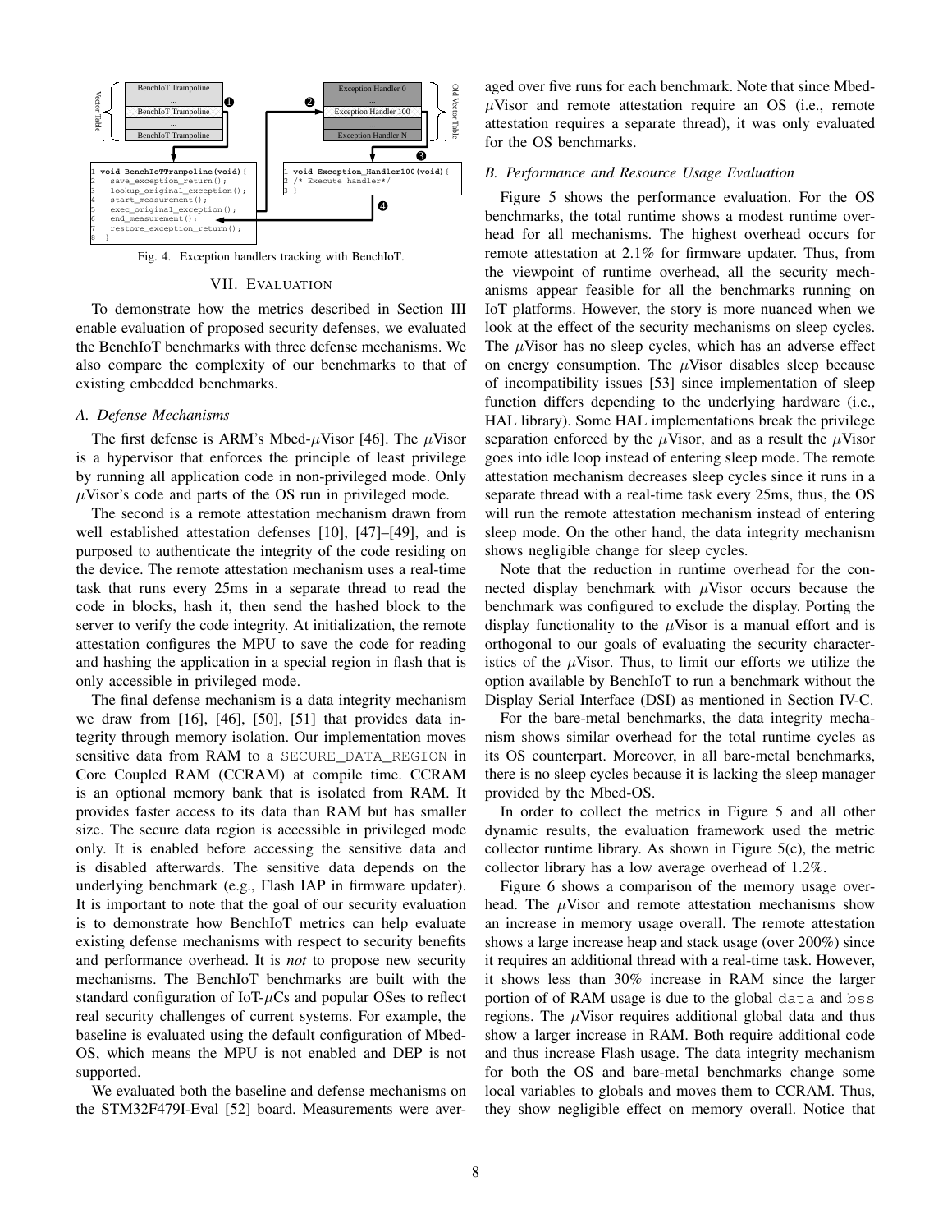```
1 void BenchIoTTrampoline(void){
2   save_exception_return();
3   lookup_original_exception();
4   start_measurement();
5   exec_original_exception();
6   end_measurement();
7   restore_exception_return();
8 }
```

```
1 void Exception_Handler100(void){
2 /* Execute handler*/
3 }
```

Fig. 4. Exception handlers tracking with BenchIoT.

## VII. Evaluation

To demonstrate how the metrics described in Section III enable evaluation of proposed security defenses, we evaluated the BenchIoT benchmarks with three defense mechanisms. We also compare the complexity of our benchmarks to that of existing embedded benchmarks.

### A. Defense Mechanisms

The first defense is ARM's Mbed-$\mu$Visor [46]. The $\mu$Visor is a hypervisor that enforces the principle of least privilege by running all application code in non-privileged mode. Only $\mu$Visor's code and parts of the OS run in privileged mode.

The second is a remote attestation mechanism drawn from well established attestation defenses [10], [47]–[49], and is purposed to authenticate the integrity of the code residing on the device. The remote attestation mechanism uses a real-time task that runs every 25ms in a separate thread to read the code in blocks, hash it, then send the hashed block to the server to verify the code integrity. At initialization, the remote attestation configures the MPU to save the code for reading and hashing the application in a special region in flash that is only accessible in privileged mode.

The final defense mechanism is a data integrity mechanism we draw from [16], [46], [50], [51] that provides data integrity through memory isolation. Our implementation moves sensitive data from RAM to a SECURE_DATA_REGION in Core Coupled RAM (CCRAM) at compile time. CCRAM is an optional memory bank that is isolated from RAM. It provides faster access to its data than RAM but has smaller size. The secure data region is accessible in privileged mode only. It is enabled before accessing the sensitive data and is disabled afterwards. The sensitive data depends on the underlying benchmark (e.g., Flash IAP in firmware updater). It is important to note that the goal of our security evaluation is to demonstrate how BenchIoT metrics can help evaluate existing defense mechanisms with respect to security benefits and performance overhead. It is *not* to propose new security mechanisms. The BenchIoT benchmarks are built with the standard configuration of IoT-$\mu$Cs and popular OSes to reflect real security challenges of current systems. For example, the baseline is evaluated using the default configuration of Mbed-OS, which means the MPU is not enabled and DEP is not supported.

We evaluated both the baseline and defense mechanisms on the STM32F479I-Eval [52] board. Measurements were averaged over five runs for each benchmark. Note that since Mbed-$\mu$Visor and remote attestation require an OS (i.e., remote attestation requires a separate thread), it was only evaluated for the OS benchmarks.

### B. Performance and Resource Usage Evaluation

Figure 5 shows the performance evaluation. For the OS benchmarks, the total runtime shows a modest runtime overhead for all mechanisms. The highest overhead occurs for remote attestation at 2.1% for firmware updater. Thus, from the viewpoint of runtime overhead, all the security mechanisms appear feasible for all the benchmarks running on IoT platforms. However, the story is more nuanced when we look at the effect of the security mechanisms on sleep cycles. The $\mu$Visor has no sleep cycles, which has an adverse effect on energy consumption. The $\mu$Visor disables sleep because of incompatibility issues [53] since implementation of sleep function differs depending to the underlying hardware (i.e., HAL library). Some HAL implementations break the privilege separation enforced by the $\mu$Visor, and as a result the $\mu$Visor goes into idle loop instead of entering sleep mode. The remote attestation mechanism decreases sleep cycles since it runs in a separate thread with a real-time task every 25ms, thus, the OS will run the remote attestation mechanism instead of entering sleep mode. On the other hand, the data integrity mechanism shows negligible change for sleep cycles.

Note that the reduction in runtime overhead for the connected display benchmark with $\mu$Visor occurs because the benchmark was configured to exclude the display. Porting the display functionality to the $\mu$Visor is a manual effort and is orthogonal to our goals of evaluating the security characteristics of the $\mu$Visor. Thus, to limit our efforts we utilize the option available by BenchIoT to run a benchmark without the Display Serial Interface (DSI) as mentioned in Section IV-C.

For the bare-metal benchmarks, the data integrity mechanism shows similar overhead for the total runtime cycles as its OS counterpart. Moreover, in all bare-metal benchmarks, there is no sleep cycles because it is lacking the sleep manager provided by the Mbed-OS.

In order to collect the metrics in Figure 5 and all other dynamic results, the evaluation framework used the metric collector runtime library. As shown in Figure 5(c), the metric collector library has a low average overhead of 1.2%.

Figure 6 shows a comparison of the memory usage overhead. The $\mu$Visor and remote attestation mechanisms show an increase in memory usage overall. The remote attestation shows a large increase heap and stack usage (over 200%) since it requires an additional thread with a real-time task. However, it shows less than 30% increase in RAM since the larger portion of of RAM usage is due to the global data and bss regions. The $\mu$Visor requires additional global data and thus show a larger increase in RAM. Both require additional code and thus increase Flash usage. The data integrity mechanism for both the OS and bare-metal benchmarks change some local variables to globals and moves them to CCRAM. Thus, they show negligible effect on memory overall. Notice that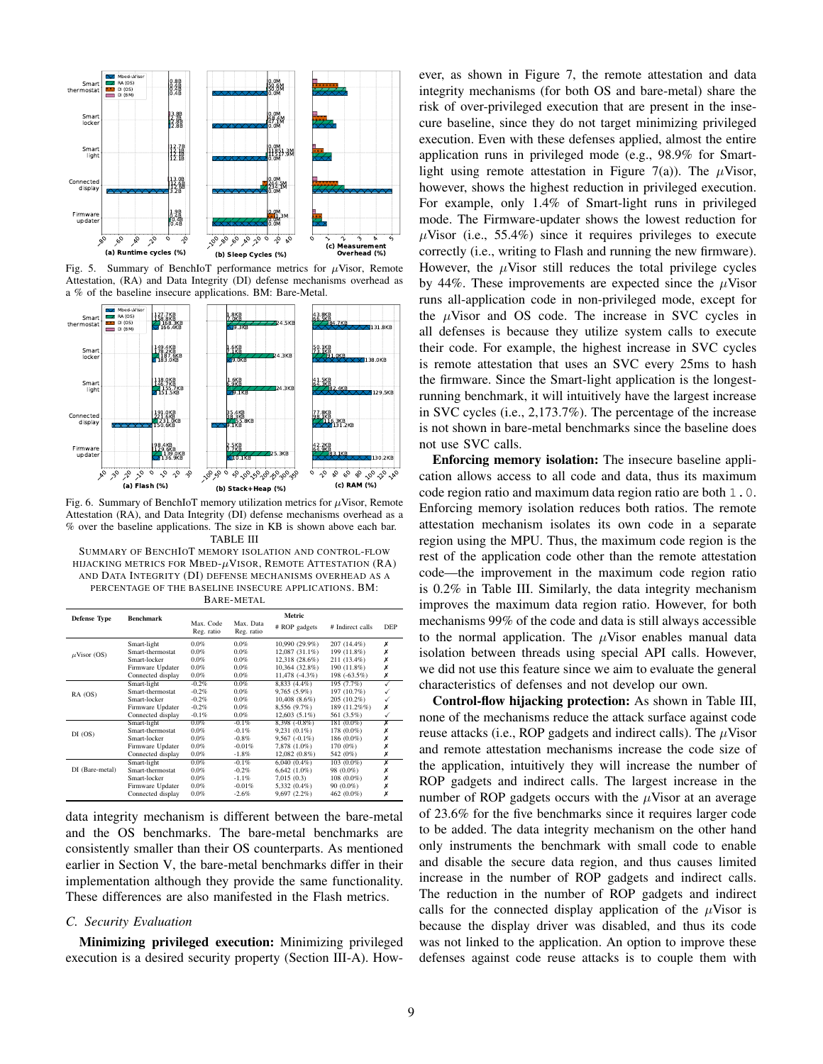Fig. 5. Summary of BenchIoT performance metrics for $\mu$Visor, Remote Attestation, (RA) and Data Integrity (DI) defense mechanisms overhead as a % of the baseline insecure applications. BM: Bare-Metal.

Fig. 6. Summary of BenchIoT memory utilization metrics for $\mu$Visor, Remote Attestation (RA), and Data Integrity (DI) defense mechanisms overhead as a % over the baseline applications. The size in KB is shown above each bar.

TABLE III

SUMMARY OF BENCHIOT MEMORY ISOLATION AND CONTROL-FLOW HIJACKING METRICS FOR MBED-$\mu$VISOR, REMOTE ATTESTATION (RA) AND DATA INTEGRITY (DI) DEFENSE MECHANISMS OVERHEAD AS A PERCENTAGE OF THE BASELINE INSECURE APPLICATIONS. BM: BARE-METAL

| Defense Type | Benchmark | Metric | | | | |
|---|---|---|---|---|---|---|
| | | Max. Code Reg. ratio | Max. Data Reg. ratio | # ROP gadgets | # Indirect calls | DEP |
| $\mu$Visor (OS) | Smart-light | 0.0% | 0.0% | 10,990 (29.9%) | 207 (14.4%) | ✗ |
| | Smart-thermostat | 0.0% | 0.0% | 12,087 (31.1%) | 199 (11.8%) | ✗ |
| | Smart-locker | 0.0% | 0.0% | 12,318 (28.6%) | 211 (13.4%) | ✗ |
| | Firmware Updater | 0.0% | 0.0% | 10,364 (32.8%) | 190 (11.8%) | ✗ |
| | Connected display | 0.0% | 0.0% | 11,478 (-4.3%) | 198 (-63.5%) | ✗ |
| RA (OS) | Smart-light | -0.2% | 0.0% | 8,833 (4.4%) | 195 (7.7%) | ✓ |
| | Smart-thermostat | -0.2% | 0.0% | 9,765 (5.9%) | 197 (10.7%) | ✓ |
| | Smart-locker | -0.2% | 0.0% | 10,408 (8.6%) | 205 (10.2%) | ✓ |
| | Firmware Updater | -0.2% | 0.0% | 8,556 (9.7%) | 189 (11.2%%) | ✗ |
| | Connected display | -0.1% | 0.0% | 12,603 (5.1%) | 561 (3.5%) | ✓ |
| DI (OS) | Smart-light | 0.0% | -0.1% | 8,398 (-0.8%) | 181 (0.0%) | ✗ |
| | Smart-thermostat | 0.0% | -0.1% | 9,231 (0.1%) | 178 (0.0%) | ✗ |
| | Smart-locker | 0.0% | -0.8% | 9,567 (-0.1%) | 186 (0.0%) | ✗ |
| | Firmware Updater | 0.0% | -0.01% | 7,878 (1.0%) | 170 (0%) | ✗ |
| | Connected display | 0.0% | -1.8% | 12,082 (0.8%) | 542 (0%) | ✗ |
| DI (Bare-metal) | Smart-light | 0.0% | -0.1% | 6,040 (0.4%) | 103 (0.0%) | ✗ |
| | Smart-thermostat | 0.0% | -0.2% | 6,642 (1.0%) | 98 (0.0%) | ✗ |
| | Smart-locker | 0.0% | -1.1% | 7,015 (0.3) | 108 (0.0%) | ✗ |
| | Firmware Updater | 0.0% | -0.01% | 5,332 (0.4%) | 90 (0.0%) | ✗ |
| | Connected display | 0.0% | -2.6% | 9,697 (2.2%) | 462 (0.0%) | ✗ |

data integrity mechanism is different between the bare-metal and the OS benchmarks. The bare-metal benchmarks are consistently smaller than their OS counterparts. As mentioned earlier in Section V, the bare-metal benchmarks differ in their implementation although they provide the same functionality. These differences are also manifested in the Flash metrics.

### C. Security Evaluation

**Minimizing privileged execution:** Minimizing privileged execution is a desired security property (Section III-A). However, as shown in Figure 7, the remote attestation and data integrity mechanisms (for both OS and bare-metal) share the risk of over-privileged execution that are present in the insecure baseline, since they do not target minimizing privileged execution. Even with these defenses applied, almost the entire application runs in privileged mode (e.g., 98.9% for Smart-light using remote attestation in Figure 7(a)). The $\mu$Visor, however, shows the highest reduction in privileged execution. For example, only 1.4% of Smart-light runs in privileged mode. The Firmware-updater shows the lowest reduction for $\mu$Visor (i.e., 55.4%) since it requires privileges to execute correctly (i.e., writing to Flash and running the new firmware). However, the $\mu$Visor still reduces the total privilege cycles by 44%. These improvements are expected since the $\mu$Visor runs all-application code in non-privileged mode, except for the $\mu$Visor and OS code. The increase in SVC cycles in all defenses is because they utilize system calls to execute their code. For example, the highest increase in SVC cycles is remote attestation that uses an SVC every 25ms to hash the firmware. Since the Smart-light application is the longest-running benchmark, it will intuitively have the largest increase in SVC cycles (i.e., 2,173.7%). The percentage of the increase is not shown in bare-metal benchmarks since the baseline does not use SVC calls.

**Enforcing memory isolation:** The insecure baseline application allows access to all code and data, thus its maximum code region ratio and maximum data region ratio are both `1.0`. Enforcing memory isolation reduces both ratios. The remote attestation mechanism isolates its own code in a separate region using the MPU. Thus, the maximum code region is the rest of the application code other than the remote attestation code—the improvement in the maximum code region ratio is 0.2% in Table III. Similarly, the data integrity mechanism improves the maximum data region ratio. However, for both mechanisms 99% of the code and data is still always accessible to the normal application. The $\mu$Visor enables manual data isolation between threads using special API calls. However, we did not use this feature since we aim to evaluate the general characteristics of defenses and not develop our own.

**Control-flow hijacking protection:** As shown in Table III, none of the mechanisms reduce the attack surface against code reuse attacks (i.e., ROP gadgets and indirect calls). The $\mu$Visor and remote attestation mechanisms increase the code size of the application, intuitively they will increase the number of ROP gadgets and indirect calls. The largest increase in the number of ROP gadgets occurs with the $\mu$Visor at an average of 23.6% for the five benchmarks since it requires larger code to be added. The data integrity mechanism on the other hand only instruments the benchmark with small code to enable and disable the secure data region, and thus causes limited increase in the number of ROP gadgets and indirect calls. The reduction in the number of ROP gadgets and indirect calls for the connected display application of the $\mu$Visor is because the display driver was disabled, and thus its code was not linked to the application. An option to improve these defenses against code reuse attacks is to couple them with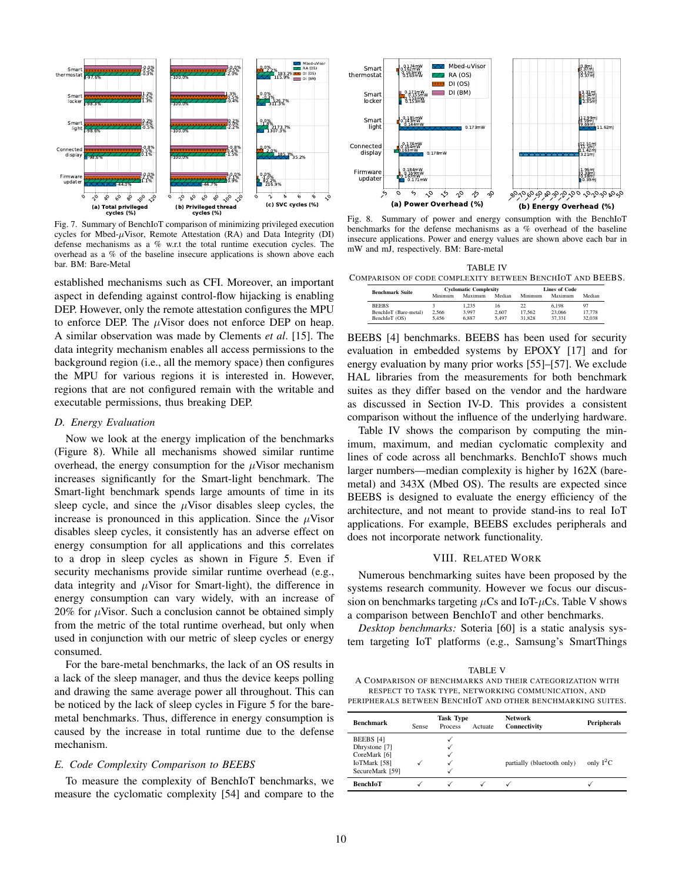Fig. 7. Summary of BenchIoT comparison of minimizing privileged execution cycles for Mbed-$\mu$Visor, Remote Attestation (RA) and Data Integrity (DI) defense mechanisms as a % w.r.t the total runtime execution cycles. The overhead as a % of the baseline insecure applications is shown above each bar. BM: Bare-Metal

Fig. 8. Summary of power and energy consumption with the BenchIoT benchmarks for the defense mechanisms as a % overhead of the baseline insecure applications. Power and energy values are shown above each bar in mW and mJ, respectively. BM: Bare-metal

established mechanisms such as CFI. Moreover, an important aspect in defending against control-flow hijacking is enabling DEP. However, only the remote attestation configures the MPU to enforce DEP. The $\mu$Visor does not enforce DEP on heap. A similar observation was made by Clements *et al*. [15]. The data integrity mechanism enables all access permissions to the background region (i.e., all the memory space) then configures the MPU for various regions it is interested in. However, regions that are not configured remain with the writable and executable permissions, thus breaking DEP.

### D. Energy Evaluation

Now we look at the energy implication of the benchmarks (Figure 8). While all mechanisms showed similar runtime overhead, the energy consumption for the $\mu$Visor mechanism increases significantly for the Smart-light benchmark. The Smart-light benchmark spends large amounts of time in its sleep cycle, and since the $\mu$Visor disables sleep cycles, the increase is pronounced in this application. Since the $\mu$Visor disables sleep cycles, it consistently has an adverse effect on energy consumption for all applications and this correlates to a drop in sleep cycles as shown in Figure 5. Even if security mechanisms provide similar runtime overhead (e.g., data integrity and $\mu$Visor for Smart-light), the difference in energy consumption can vary widely, with an increase of 20% for $\mu$Visor. Such a conclusion cannot be obtained simply from the metric of the total runtime overhead, but only when used in conjunction with our metric of sleep cycles or energy consumed.

For the bare-metal benchmarks, the lack of an OS results in a lack of the sleep manager, and thus the device keeps polling and drawing the same average power all throughout. This can be noticed by the lack of sleep cycles in Figure 5 for the bare-metal benchmarks. Thus, difference in energy consumption is caused by the increase in total runtime due to the defense mechanism.

### E. Code Complexity Comparison to BEEBS

To measure the complexity of BenchIoT benchmarks, we measure the cyclomatic complexity [54] and compare to the BEEBS [4] benchmarks. BEEBS has been used for security evaluation in embedded systems by EPOXY [17] and for energy evaluation by many prior works [55]–[57]. We exclude HAL libraries from the measurements for both benchmark suites as they differ based on the vendor and the hardware as discussed in Section IV-D. This provides a consistent comparison without the influence of the underlying hardware.

TABLE IV
COMPARISON OF CODE COMPLEXITY BETWEEN BENCHIOT AND BEEBS.

| Benchmark Suite | Cyclomatic Complexity | | | Lines of Code | | |
|---|---|---|---|---|---|---|
| | Minimum | Maximum | Median | Minimum | Maximum | Median |
| BEEBS | 3 | 1,235 | 16 | 22 | 6,198 | 97 |
| BenchIoT (Bare-metal) | 2,566 | 3,997 | 2,607 | 17,562 | 23,066 | 17,778 |
| BenchIoT (OS) | 5,456 | 6,887 | 5,497 | 31,828 | 37,331 | 32,038 |

Table IV shows the comparison by computing the minimum, maximum, and median cyclomatic complexity and lines of code across all benchmarks. BenchIoT shows much larger numbers—median complexity is higher by 162X (bare-metal) and 343X (Mbed OS). The results are expected since BEEBS is designed to evaluate the energy efficiency of the architecture, and not meant to provide stand-ins to real IoT applications. For example, BEEBS excludes peripherals and does not incorporate network functionality.

## VIII. Related Work

Numerous benchmarking suites have been proposed by the systems research community. However we focus our discussion on benchmarks targeting $\mu$Cs and IoT-$\mu$Cs. Table V shows a comparison between BenchIoT and other benchmarks.

*Desktop benchmarks:* Soteria [60] is a static analysis system targeting IoT platforms (e.g., Samsung's SmartThings

TABLE V
A COMPARISON OF BENCHMARKS AND THEIR CATEGORIZATION WITH RESPECT TO TASK TYPE, NETWORKING COMMUNICATION, AND PERIPHERALS BETWEEN BENCHIOT AND OTHER BENCHMARKING SUITES.

| Benchmark | Task Type | | | Network Connectivity | Peripherals |
|---|---|---|---|---|---|
| | Sense | Process | Actuate | | |
| BEEBS [4] | | ✓ | | | |
| Dhrystone [7] | | ✓ | | | |
| CoreMark [6] | | ✓ | | | |
| IoTMark [58] | ✓ | ✓ | | partially (bluetooth only) | only $I^2C$ |
| SecureMark [59] | | ✓ | | | |
| **BenchIoT** | ✓ | ✓ | ✓ | ✓ | ✓ |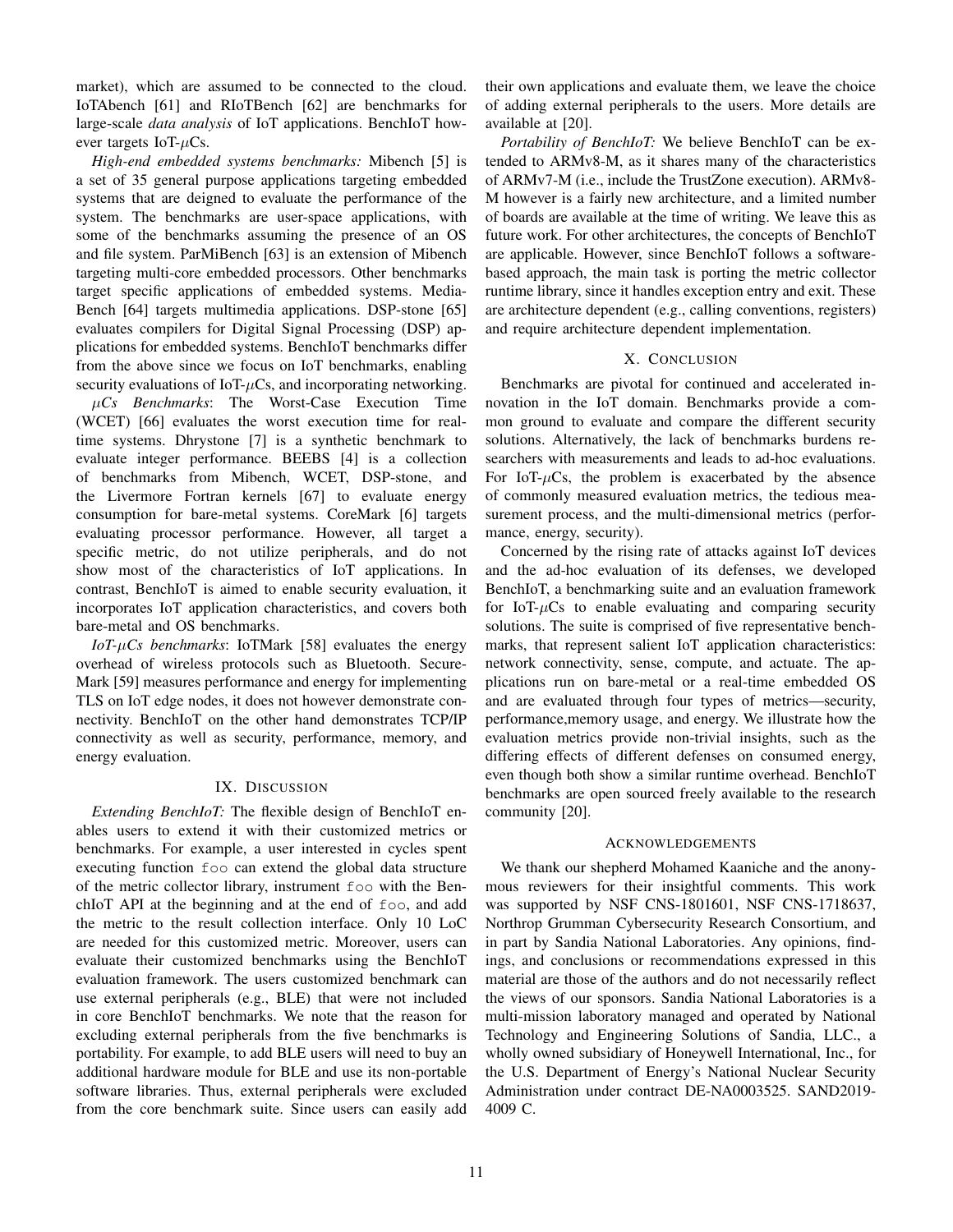market), which are assumed to be connected to the cloud. IoTAbench [61] and RIoTBench [62] are benchmarks for large-scale *data analysis* of IoT applications. BenchIoT however targets IoT-$\mu$Cs.

*High-end embedded systems benchmarks:* Mibench [5] is a set of 35 general purpose applications targeting embedded systems that are deigned to evaluate the performance of the system. The benchmarks are user-space applications, with some of the benchmarks assuming the presence of an OS and file system. ParMiBench [63] is an extension of Mibench targeting multi-core embedded processors. Other benchmarks target specific applications of embedded systems. MediaBench [64] targets multimedia applications. DSP-stone [65] evaluates compilers for Digital Signal Processing (DSP) applications for embedded systems. BenchIoT benchmarks differ from the above since we focus on IoT benchmarks, enabling security evaluations of IoT-$\mu$Cs, and incorporating networking.

*$\mu$Cs Benchmarks*: The Worst-Case Execution Time (WCET) [66] evaluates the worst execution time for real-time systems. Dhrystone [7] is a synthetic benchmark to evaluate integer performance. BEEBS [4] is a collection of benchmarks from Mibench, WCET, DSP-stone, and the Livermore Fortran kernels [67] to evaluate energy consumption for bare-metal systems. CoreMark [6] targets evaluating processor performance. However, all target a specific metric, do not utilize peripherals, and do not show most of the characteristics of IoT applications. In contrast, BenchIoT is aimed to enable security evaluation, it incorporates IoT application characteristics, and covers both bare-metal and OS benchmarks.

*IoT-$\mu$Cs benchmarks*: IoTMark [58] evaluates the energy overhead of wireless protocols such as Bluetooth. SecureMark [59] measures performance and energy for implementing TLS on IoT edge nodes, it does not however demonstrate connectivity. BenchIoT on the other hand demonstrates TCP/IP connectivity as well as security, performance, memory, and energy evaluation.

## IX. Discussion

*Extending BenchIoT:* The flexible design of BenchIoT enables users to extend it with their customized metrics or benchmarks. For example, a user interested in cycles spent executing function `foo` can extend the global data structure of the metric collector library, instrument `foo` with the BenchIoT API at the beginning and at the end of `foo`, and add the metric to the result collection interface. Only 10 LoC are needed for this customized metric. Moreover, users can evaluate their customized benchmarks using the BenchIoT evaluation framework. The users customized benchmark can use external peripherals (e.g., BLE) that were not included in core BenchIoT benchmarks. We note that the reason for excluding external peripherals from the five benchmarks is portability. For example, to add BLE users will need to buy an additional hardware module for BLE and use its non-portable software libraries. Thus, external peripherals were excluded from the core benchmark suite. Since users can easily add their own applications and evaluate them, we leave the choice of adding external peripherals to the users. More details are available at [20].

*Portability of BenchIoT:* We believe BenchIoT can be extended to ARMv8-M, as it shares many of the characteristics of ARMv7-M (i.e., include the TrustZone execution). ARMv8-M however is a fairly new architecture, and a limited number of boards are available at the time of writing. We leave this as future work. For other architectures, the concepts of BenchIoT are applicable. However, since BenchIoT follows a software-based approach, the main task is porting the metric collector runtime library, since it handles exception entry and exit. These are architecture dependent (e.g., calling conventions, registers) and require architecture dependent implementation.

## X. Conclusion

Benchmarks are pivotal for continued and accelerated innovation in the IoT domain. Benchmarks provide a common ground to evaluate and compare the different security solutions. Alternatively, the lack of benchmarks burdens researchers with measurements and leads to ad-hoc evaluations. For IoT-$\mu$Cs, the problem is exacerbated by the absence of commonly measured evaluation metrics, the tedious measurement process, and the multi-dimensional metrics (performance, energy, security).

Concerned by the rising rate of attacks against IoT devices and the ad-hoc evaluation of its defenses, we developed BenchIoT, a benchmarking suite and an evaluation framework for IoT-$\mu$Cs to enable evaluating and comparing security solutions. The suite is comprised of five representative benchmarks, that represent salient IoT application characteristics: network connectivity, sense, compute, and actuate. The applications run on bare-metal or a real-time embedded OS and are evaluated through four types of metrics—security, performance,memory usage, and energy. We illustrate how the evaluation metrics provide non-trivial insights, such as the differing effects of different defenses on consumed energy, even though both show a similar runtime overhead. BenchIoT benchmarks are open sourced freely available to the research community [20].

## Acknowledgements

We thank our shepherd Mohamed Kaaniche and the anonymous reviewers for their insightful comments. This work was supported by NSF CNS-1801601, NSF CNS-1718637, Northrop Grumman Cybersecurity Research Consortium, and in part by Sandia National Laboratories. Any opinions, findings, and conclusions or recommendations expressed in this material are those of the authors and do not necessarily reflect the views of our sponsors. Sandia National Laboratories is a multi-mission laboratory managed and operated by National Technology and Engineering Solutions of Sandia, LLC., a wholly owned subsidiary of Honeywell International, Inc., for the U.S. Department of Energy's National Nuclear Security Administration under contract DE-NA0003525. SAND2019-4009 C.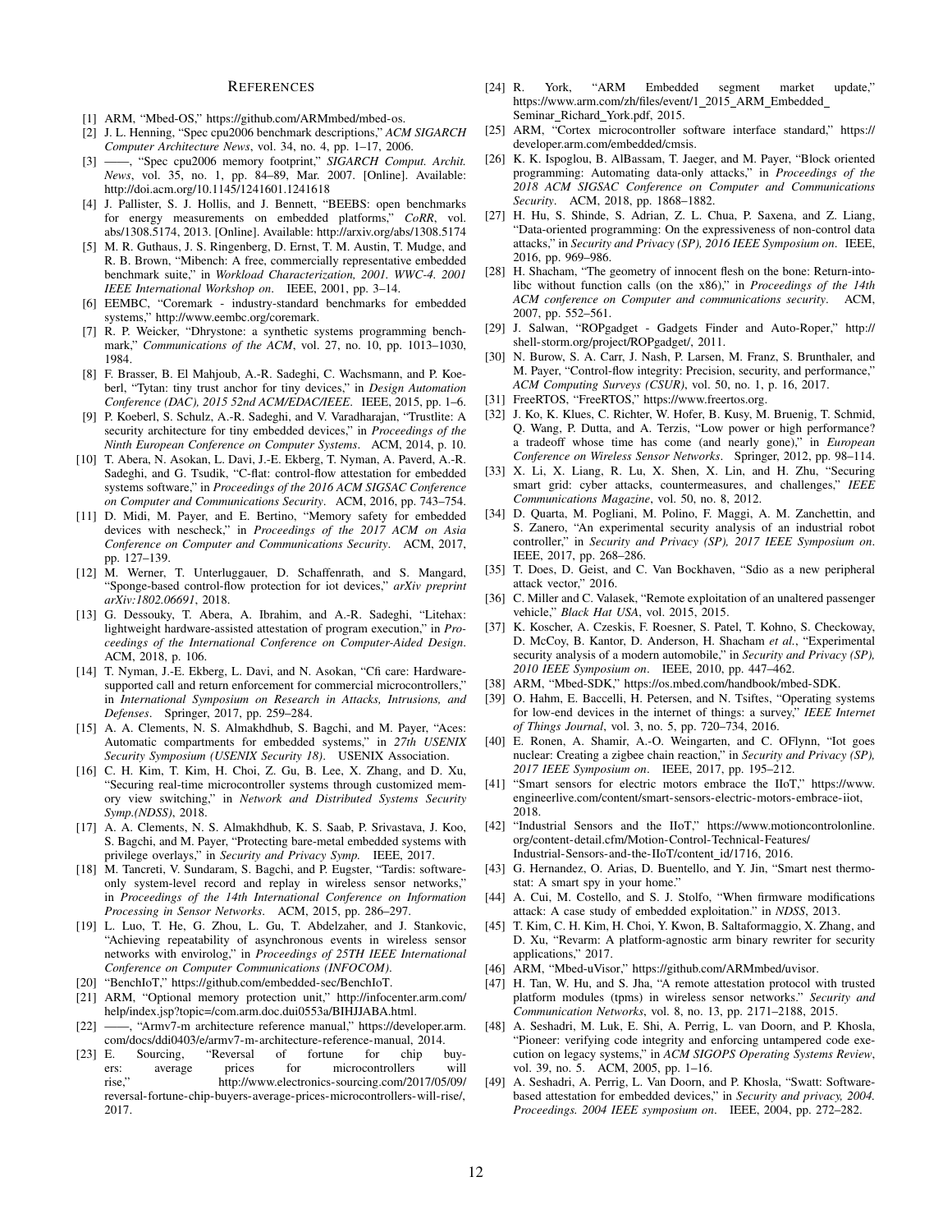## REFERENCES

[1] ARM, "Mbed-OS," https://github.com/ARMmbed/mbed-os.

[2] J. L. Henning, "Spec cpu2006 benchmark descriptions," *ACM SIGARCH Computer Architecture News*, vol. 34, no. 4, pp. 1–17, 2006.

[3] ——, "Spec cpu2006 memory footprint," *SIGARCH Comput. Archit. News*, vol. 35, no. 1, pp. 84–89, Mar. 2007. [Online]. Available: http://doi.acm.org/10.1145/1241601.1241618

[4] J. Pallister, S. J. Hollis, and J. Bennett, "BEEBS: open benchmarks for energy measurements on embedded platforms," *CoRR*, vol. abs/1308.5174, 2013. [Online]. Available: http://arxiv.org/abs/1308.5174

[5] M. R. Guthaus, J. S. Ringenberg, D. Ernst, T. M. Austin, T. Mudge, and R. B. Brown, "Mibench: A free, commercially representative embedded benchmark suite," in *Workload Characterization, 2001. WWC-4. 2001 IEEE International Workshop on*. IEEE, 2001, pp. 3–14.

[6] EEMBC, "Coremark - industry-standard benchmarks for embedded systems," http://www.eembc.org/coremark.

[7] R. P. Weicker, "Dhrystone: a synthetic systems programming benchmark," *Communications of the ACM*, vol. 27, no. 10, pp. 1013–1030, 1984.

[8] F. Brasser, B. El Mahjoub, A.-R. Sadeghi, C. Wachsmann, and P. Koeberl, "Tytan: tiny trust anchor for tiny devices," in *Design Automation Conference (DAC), 2015 52nd ACM/EDAC/IEEE*. IEEE, 2015, pp. 1–6.

[9] P. Koeberl, S. Schulz, A.-R. Sadeghi, and V. Varadharajan, "Trustlite: A security architecture for tiny embedded devices," in *Proceedings of the Ninth European Conference on Computer Systems*. ACM, 2014, p. 10.

[10] T. Abera, N. Asokan, L. Davi, J.-E. Ekberg, T. Nyman, A. Paverd, A.-R. Sadeghi, and G. Tsudik, "C-flat: control-flow attestation for embedded systems software," in *Proceedings of the 2016 ACM SIGSAC Conference on Computer and Communications Security*. ACM, 2016, pp. 743–754.

[11] D. Midi, M. Payer, and E. Bertino, "Memory safety for embedded devices with nescheck," in *Proceedings of the 2017 ACM on Asia Conference on Computer and Communications Security*. ACM, 2017, pp. 127–139.

[12] M. Werner, T. Unterluggauer, D. Schaffenrath, and S. Mangard, "Sponge-based control-flow protection for iot devices," *arXiv preprint arXiv:1802.06691*, 2018.

[13] G. Dessouky, T. Abera, A. Ibrahim, and A.-R. Sadeghi, "Litehax: lightweight hardware-assisted attestation of program execution," in *Proceedings of the International Conference on Computer-Aided Design*. ACM, 2018, p. 106.

[14] T. Nyman, J.-E. Ekberg, L. Davi, and N. Asokan, "Cfi care: Hardware-supported call and return enforcement for commercial microcontrollers," in *International Symposium on Research in Attacks, Intrusions, and Defenses*. Springer, 2017, pp. 259–284.

[15] A. A. Clements, N. S. Almakhdhub, S. Bagchi, and M. Payer, "Aces: Automatic compartments for embedded systems," in *27th USENIX Security Symposium (USENIX Security 18)*. USENIX Association.

[16] C. H. Kim, T. Kim, H. Choi, Z. Gu, B. Lee, X. Zhang, and D. Xu, "Securing real-time microcontroller systems through customized memory view switching," in *Network and Distributed Systems Security Symp.(NDSS)*, 2018.

[17] A. A. Clements, N. S. Almakhdhub, K. S. Saab, P. Srivastava, J. Koo, S. Bagchi, and M. Payer, "Protecting bare-metal embedded systems with privilege overlays," in *Security and Privacy Symp.* IEEE, 2017.

[18] M. Tancreti, V. Sundaram, S. Bagchi, and P. Eugster, "Tardis: software-only system-level record and replay in wireless sensor networks," in *Proceedings of the 14th International Conference on Information Processing in Sensor Networks*. ACM, 2015, pp. 286–297.

[19] L. Luo, T. He, G. Zhou, L. Gu, T. Abdelzaher, and J. Stankovic, "Achieving repeatability of asynchronous events in wireless sensor networks with envirolog," in *Proceedings of 25TH IEEE International Conference on Computer Communications (INFOCOM)*.

[20] "BenchIoT," https://github.com/embedded-sec/BenchIoT.

[21] ARM, "Optional memory protection unit," http://infocenter.arm.com/help/index.jsp?topic=/com.arm.doc.dui0553a/BIHJJABA.html.

[22] ——, "Armv7-m architecture reference manual," https://developer.arm.com/docs/ddi0403/e/armv7-m-architecture-reference-manual, 2014.

[23] E. Sourcing, "Reversal of fortune for chip buyers: average prices for microcontrollers will rise," http://www.electronics-sourcing.com/2017/05/09/reversal-fortune-chip-buyers-average-prices-microcontrollers-will-rise/, 2017.

[24] R. York, "ARM Embedded segment market update," https://www.arm.com/zh/files/event/1_2015_ARM_Embedded_Seminar_Richard_York.pdf, 2015.

[25] ARM, "Cortex microcontroller software interface standard," https://developer.arm.com/embedded/cmsis.

[26] K. K. Ispoglou, B. AlBassam, T. Jaeger, and M. Payer, "Block oriented programming: Automating data-only attacks," in *Proceedings of the 2018 ACM SIGSAC Conference on Computer and Communications Security*. ACM, 2018, pp. 1868–1882.

[27] H. Hu, S. Shinde, S. Adrian, Z. L. Chua, P. Saxena, and Z. Liang, "Data-oriented programming: On the expressiveness of non-control data attacks," in *Security and Privacy (SP), 2016 IEEE Symposium on*. IEEE, 2016, pp. 969–986.

[28] H. Shacham, "The geometry of innocent flesh on the bone: Return-into-libc without function calls (on the x86)," in *Proceedings of the 14th ACM conference on Computer and communications security*. ACM, 2007, pp. 552–561.

[29] J. Salwan, "ROPgadget - Gadgets Finder and Auto-Roper," http://shell-storm.org/project/ROPgadget/, 2011.

[30] N. Burow, S. A. Carr, J. Nash, P. Larsen, M. Franz, S. Brunthaler, and M. Payer, "Control-flow integrity: Precision, security, and performance," *ACM Computing Surveys (CSUR)*, vol. 50, no. 1, p. 16, 2017.

[31] FreeRTOS, "FreeRTOS," https://www.freertos.org.

[32] J. Ko, K. Klues, C. Richter, W. Hofer, B. Kusy, M. Bruenig, T. Schmid, Q. Wang, P. Dutta, and A. Terzis, "Low power or high performance? a tradeoff whose time has come (and nearly gone)," in *European Conference on Wireless Sensor Networks*. Springer, 2012, pp. 98–114.

[33] X. Li, X. Liang, R. Lu, X. Shen, X. Lin, and H. Zhu, "Securing smart grid: cyber attacks, countermeasures, and challenges," *IEEE Communications Magazine*, vol. 50, no. 8, 2012.

[34] D. Quarta, M. Pogliani, M. Polino, F. Maggi, A. M. Zanchettin, and S. Zanero, "An experimental security analysis of an industrial robot controller," in *Security and Privacy (SP), 2017 IEEE Symposium on*. IEEE, 2017, pp. 268–286.

[35] T. Does, D. Geist, and C. Van Bockhaven, "Sdio as a new peripheral attack vector," 2016.

[36] C. Miller and C. Valasek, "Remote exploitation of an unaltered passenger vehicle," *Black Hat USA*, vol. 2015, 2015.

[37] K. Koscher, A. Czeskis, F. Roesner, S. Patel, T. Kohno, S. Checkoway, D. McCoy, B. Kantor, D. Anderson, H. Shacham *et al.*, "Experimental security analysis of a modern automobile," in *Security and Privacy (SP), 2010 IEEE Symposium on*. IEEE, 2010, pp. 447–462.

[38] ARM, "Mbed-SDK," https://os.mbed.com/handbook/mbed-SDK.

[39] O. Hahm, E. Baccelli, H. Petersen, and N. Tsiftes, "Operating systems for low-end devices in the internet of things: a survey," *IEEE Internet of Things Journal*, vol. 3, no. 5, pp. 720–734, 2016.

[40] E. Ronen, A. Shamir, A.-O. Weingarten, and C. OFlynn, "Iot goes nuclear: Creating a zigbee chain reaction," in *Security and Privacy (SP), 2017 IEEE Symposium on*. IEEE, 2017, pp. 195–212.

[41] "Smart sensors for electric motors embrace the IIoT," https://www.engineerlive.com/content/smart-sensors-electric-motors-embrace-iiot, 2018.

[42] "Industrial Sensors and the IIoT," https://www.motioncontrolonline.org/content-detail.cfm/Motion-Control-Technical-Features/Industrial-Sensors-and-the-IIoT/content_id/1716, 2016.

[43] G. Hernandez, O. Arias, D. Buentello, and Y. Jin, "Smart nest thermostat: A smart spy in your home."

[44] A. Cui, M. Costello, and S. J. Stolfo, "When firmware modifications attack: A case study of embedded exploitation." in *NDSS*, 2013.

[45] T. Kim, C. H. Kim, H. Choi, Y. Kwon, B. Saltaformaggio, X. Zhang, and D. Xu, "Revarm: A platform-agnostic arm binary rewriter for security applications," 2017.

[46] ARM, "Mbed-uVisor," https://github.com/ARMmbed/uvisor.

[47] H. Tan, W. Hu, and S. Jha, "A remote attestation protocol with trusted platform modules (tpms) in wireless sensor networks." *Security and Communication Networks*, vol. 8, no. 13, pp. 2171–2188, 2015.

[48] A. Seshadri, M. Luk, E. Shi, A. Perrig, L. van Doorn, and P. Khosla, "Pioneer: verifying code integrity and enforcing untampered code execution on legacy systems," in *ACM SIGOPS Operating Systems Review*, vol. 39, no. 5. ACM, 2005, pp. 1–16.

[49] A. Seshadri, A. Perrig, L. Van Doorn, and P. Khosla, "Swatt: Software-based attestation for embedded devices," in *Security and privacy, 2004. Proceedings. 2004 IEEE symposium on*. IEEE, 2004, pp. 272–282.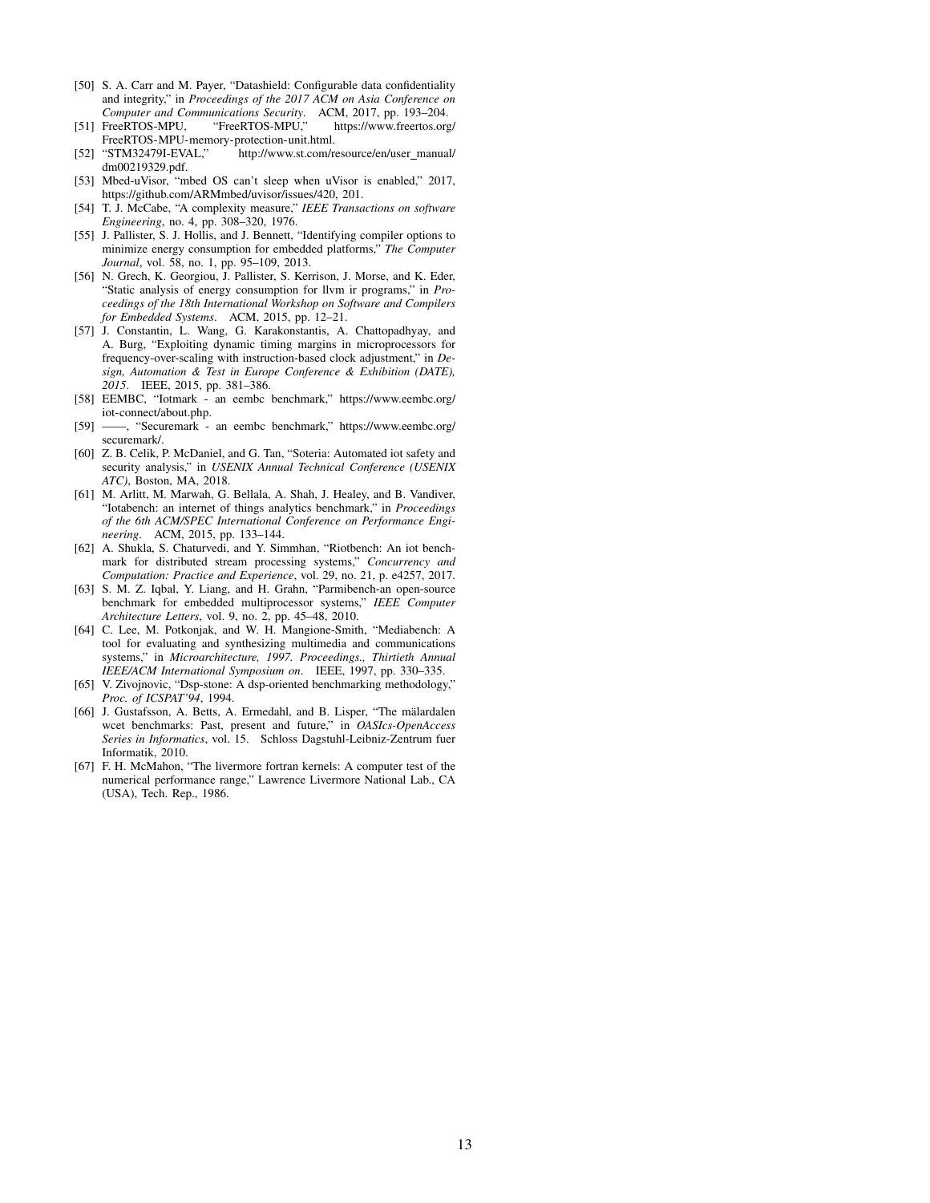[50] S. A. Carr and M. Payer, "Datashield: Configurable data confidentiality and integrity," in *Proceedings of the 2017 ACM on Asia Conference on Computer and Communications Security*. ACM, 2017, pp. 193–204.

[51] FreeRTOS-MPU, "FreeRTOS-MPU," https://www.freertos.org/FreeRTOS-MPU-memory-protection-unit.html.

[52] "STM32479I-EVAL," http://www.st.com/resource/en/user_manual/dm00219329.pdf.

[53] Mbed-uVisor, "mbed OS can't sleep when uVisor is enabled," 2017, https://github.com/ARMmbed/uvisor/issues/420, 201.

[54] T. J. McCabe, "A complexity measure," *IEEE Transactions on software Engineering*, no. 4, pp. 308–320, 1976.

[55] J. Pallister, S. J. Hollis, and J. Bennett, "Identifying compiler options to minimize energy consumption for embedded platforms," *The Computer Journal*, vol. 58, no. 1, pp. 95–109, 2013.

[56] N. Grech, K. Georgiou, J. Pallister, S. Kerrison, J. Morse, and K. Eder, "Static analysis of energy consumption for llvm ir programs," in *Proceedings of the 18th International Workshop on Software and Compilers for Embedded Systems*. ACM, 2015, pp. 12–21.

[57] J. Constantin, L. Wang, G. Karakonstantis, A. Chattopadhyay, and A. Burg, "Exploiting dynamic timing margins in microprocessors for frequency-over-scaling with instruction-based clock adjustment," in *Design, Automation & Test in Europe Conference & Exhibition (DATE), 2015*. IEEE, 2015, pp. 381–386.

[58] EEMBC, "Iotmark - an eembc benchmark," https://www.eembc.org/iot-connect/about.php.

[59] ——, "Securemark - an eembc benchmark," https://www.eembc.org/securemark/.

[60] Z. B. Celik, P. McDaniel, and G. Tan, "Soteria: Automated iot safety and security analysis," in *USENIX Annual Technical Conference (USENIX ATC)*, Boston, MA, 2018.

[61] M. Arlitt, M. Marwah, G. Bellala, A. Shah, J. Healey, and B. Vandiver, "Iotabench: an internet of things analytics benchmark," in *Proceedings of the 6th ACM/SPEC International Conference on Performance Engineering*. ACM, 2015, pp. 133–144.

[62] A. Shukla, S. Chaturvedi, and Y. Simmhan, "Riotbench: An iot benchmark for distributed stream processing systems," *Concurrency and Computation: Practice and Experience*, vol. 29, no. 21, p. e4257, 2017.

[63] S. M. Z. Iqbal, Y. Liang, and H. Grahn, "Parmibench-an open-source benchmark for embedded multiprocessor systems," *IEEE Computer Architecture Letters*, vol. 9, no. 2, pp. 45–48, 2010.

[64] C. Lee, M. Potkonjak, and W. H. Mangione-Smith, "Mediabench: A tool for evaluating and synthesizing multimedia and communications systems," in *Microarchitecture, 1997. Proceedings., Thirtieth Annual IEEE/ACM International Symposium on*. IEEE, 1997, pp. 330–335.

[65] V. Zivojnovic, "Dsp-stone: A dsp-oriented benchmarking methodology," *Proc. of ICSPAT'94*, 1994.

[66] J. Gustafsson, A. Betts, A. Ermedahl, and B. Lisper, "The mälardalen wcet benchmarks: Past, present and future," in *OASIcs-OpenAccess Series in Informatics*, vol. 15. Schloss Dagstuhl-Leibniz-Zentrum fuer Informatik, 2010.

[67] F. H. McMahon, "The livermore fortran kernels: A computer test of the numerical performance range," Lawrence Livermore National Lab., CA (USA), Tech. Rep., 1986.